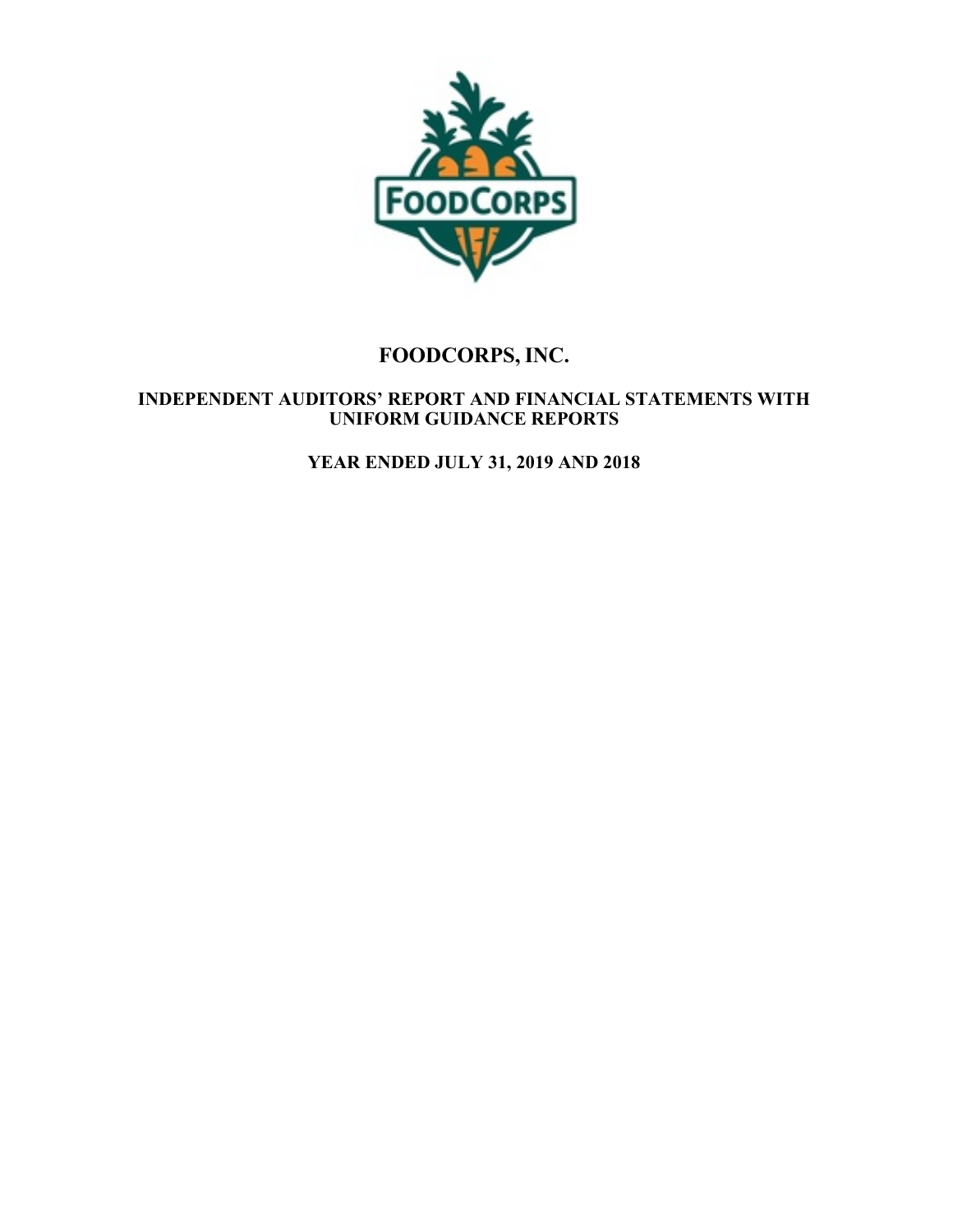# FOODCORPS, INC.

## INDEPENDENT AUDITORS' REPORT AND FINANCIAL STATEMENTS WITH UNIFORM GUIDANCE REPORTS

## YEAR ENDED JULY 31, 2019 AND 2018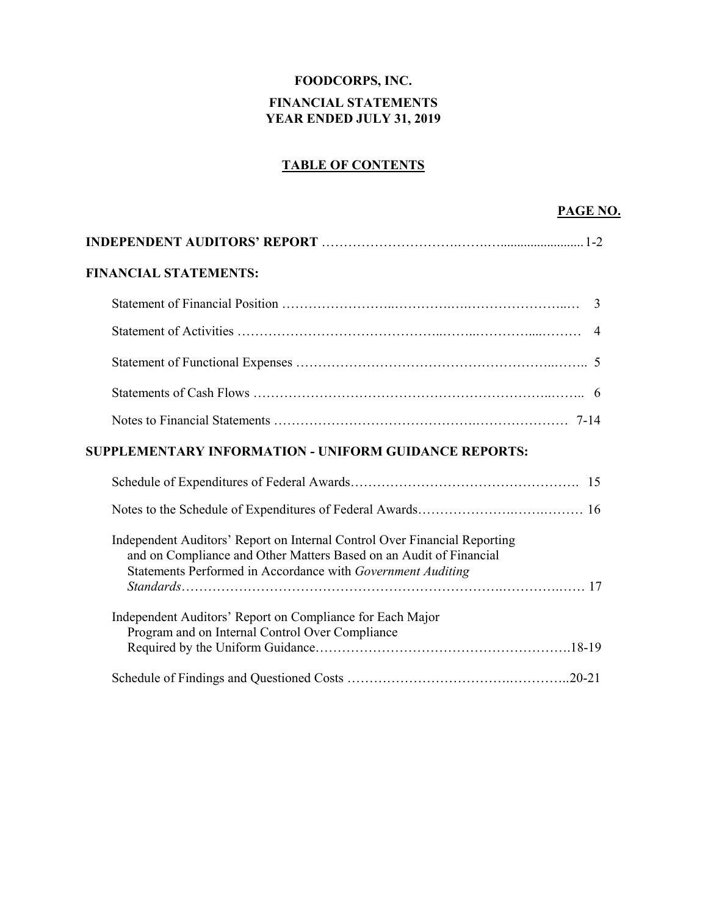**FOODCORPS, INC.**

**FINANCIAL STATEMENTS**
**YEAR ENDED JULY 31, 2019**

**TABLE OF CONTENTS**

| | PAGE NO. |
|---|---|
| **INDEPENDENT AUDITORS' REPORT** | 1-2 |
| **FINANCIAL STATEMENTS:** | |
| Statement of Financial Position | 3 |
| Statement of Activities | 4 |
| Statement of Functional Expenses | 5 |
| Statements of Cash Flows | 6 |
| Notes to Financial Statements | 7-14 |
| **SUPPLEMENTARY INFORMATION - UNIFORM GUIDANCE REPORTS:** | |
| Schedule of Expenditures of Federal Awards | 15 |
| Notes to the Schedule of Expenditures of Federal Awards | 16 |
| Independent Auditors' Report on Internal Control Over Financial Reporting and on Compliance and Other Matters Based on an Audit of Financial Statements Performed in Accordance with *Government Auditing Standards* | 17 |
| Independent Auditors' Report on Compliance for Each Major Program and on Internal Control Over Compliance Required by the Uniform Guidance | 18-19 |
| Schedule of Findings and Questioned Costs | 20-21 |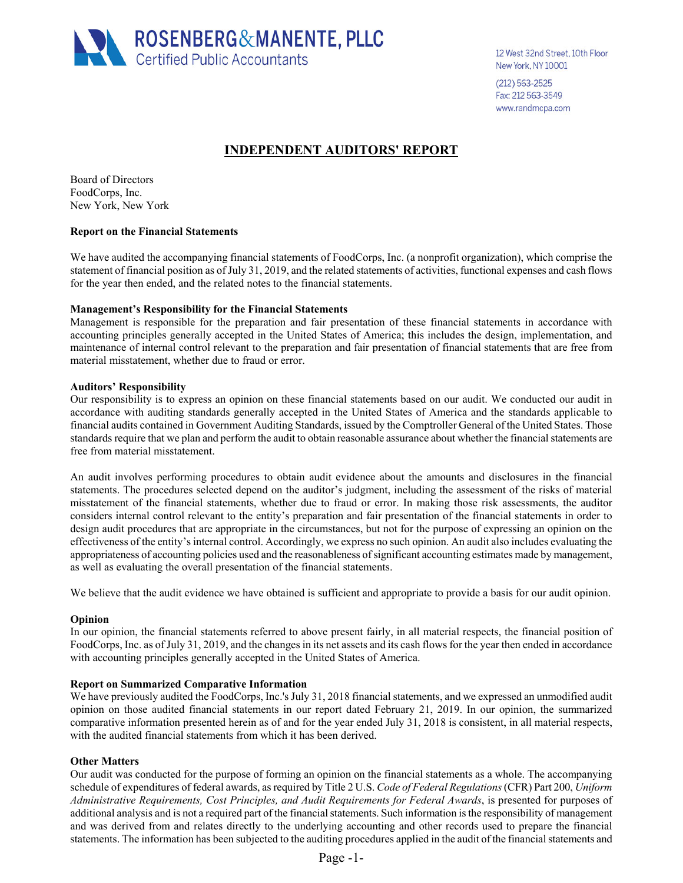**ROSENBERG&MANENTE, PLLC**
Certified Public Accountants

12 West 32nd Street, 10th Floor
New York, NY 10001
(212) 563-2525
Fax: 212 563-3549
www.randmcpa.com

# INDEPENDENT AUDITORS' REPORT

Board of Directors
FoodCorps, Inc.
New York, New York

**Report on the Financial Statements**

We have audited the accompanying financial statements of FoodCorps, Inc. (a nonprofit organization), which comprise the statement of financial position as of July 31, 2019, and the related statements of activities, functional expenses and cash flows for the year then ended, and the related notes to the financial statements.

**Management's Responsibility for the Financial Statements**
Management is responsible for the preparation and fair presentation of these financial statements in accordance with accounting principles generally accepted in the United States of America; this includes the design, implementation, and maintenance of internal control relevant to the preparation and fair presentation of financial statements that are free from material misstatement, whether due to fraud or error.

**Auditors' Responsibility**
Our responsibility is to express an opinion on these financial statements based on our audit. We conducted our audit in accordance with auditing standards generally accepted in the United States of America and the standards applicable to financial audits contained in Government Auditing Standards, issued by the Comptroller General of the United States. Those standards require that we plan and perform the audit to obtain reasonable assurance about whether the financial statements are free from material misstatement.

An audit involves performing procedures to obtain audit evidence about the amounts and disclosures in the financial statements. The procedures selected depend on the auditor's judgment, including the assessment of the risks of material misstatement of the financial statements, whether due to fraud or error. In making those risk assessments, the auditor considers internal control relevant to the entity's preparation and fair presentation of the financial statements in order to design audit procedures that are appropriate in the circumstances, but not for the purpose of expressing an opinion on the effectiveness of the entity's internal control. Accordingly, we express no such opinion. An audit also includes evaluating the appropriateness of accounting policies used and the reasonableness of significant accounting estimates made by management, as well as evaluating the overall presentation of the financial statements.

We believe that the audit evidence we have obtained is sufficient and appropriate to provide a basis for our audit opinion.

**Opinion**
In our opinion, the financial statements referred to above present fairly, in all material respects, the financial position of FoodCorps, Inc. as of July 31, 2019, and the changes in its net assets and its cash flows for the year then ended in accordance with accounting principles generally accepted in the United States of America.

**Report on Summarized Comparative Information**
We have previously audited the FoodCorps, Inc.'s July 31, 2018 financial statements, and we expressed an unmodified audit opinion on those audited financial statements in our report dated February 21, 2019. In our opinion, the summarized comparative information presented herein as of and for the year ended July 31, 2018 is consistent, in all material respects, with the audited financial statements from which it has been derived.

**Other Matters**
Our audit was conducted for the purpose of forming an opinion on the financial statements as a whole. The accompanying schedule of expenditures of federal awards, as required by Title 2 U.S. *Code of Federal Regulations* (CFR) Part 200, *Uniform Administrative Requirements, Cost Principles, and Audit Requirements for Federal Awards*, is presented for purposes of additional analysis and is not a required part of the financial statements. Such information is the responsibility of management and was derived from and relates directly to the underlying accounting and other records used to prepare the financial statements. The information has been subjected to the auditing procedures applied in the audit of the financial statements and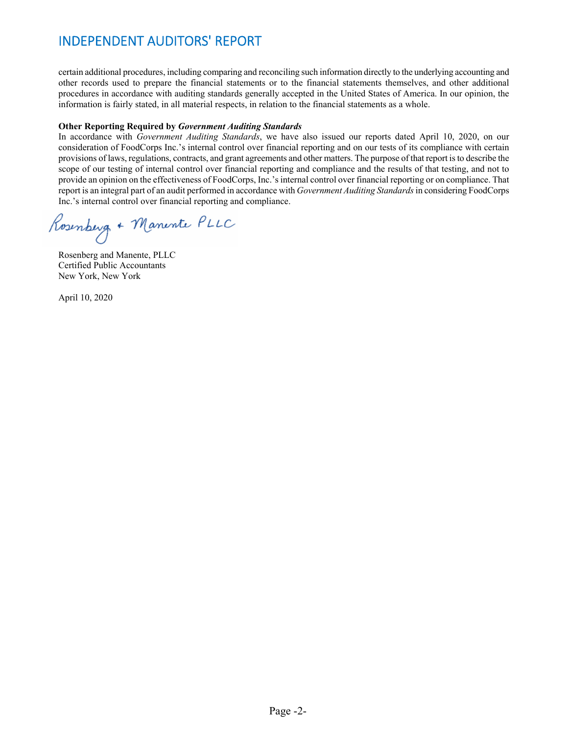# INDEPENDENT AUDITORS' REPORT

certain additional procedures, including comparing and reconciling such information directly to the underlying accounting and other records used to prepare the financial statements or to the financial statements themselves, and other additional procedures in accordance with auditing standards generally accepted in the United States of America. In our opinion, the information is fairly stated, in all material respects, in relation to the financial statements as a whole.

**Other Reporting Required by *Government Auditing Standards***

In accordance with *Government Auditing Standards*, we have also issued our reports dated April 10, 2020, on our consideration of FoodCorps Inc.'s internal control over financial reporting and on our tests of its compliance with certain provisions of laws, regulations, contracts, and grant agreements and other matters. The purpose of that report is to describe the scope of our testing of internal control over financial reporting and compliance and the results of that testing, and not to provide an opinion on the effectiveness of FoodCorps, Inc.'s internal control over financial reporting or on compliance. That report is an integral part of an audit performed in accordance with *Government Auditing Standards* in considering FoodCorps Inc.'s internal control over financial reporting and compliance.

Rosenberg + Manente PLLC

Rosenberg and Manente, PLLC
Certified Public Accountants
New York, New York

April 10, 2020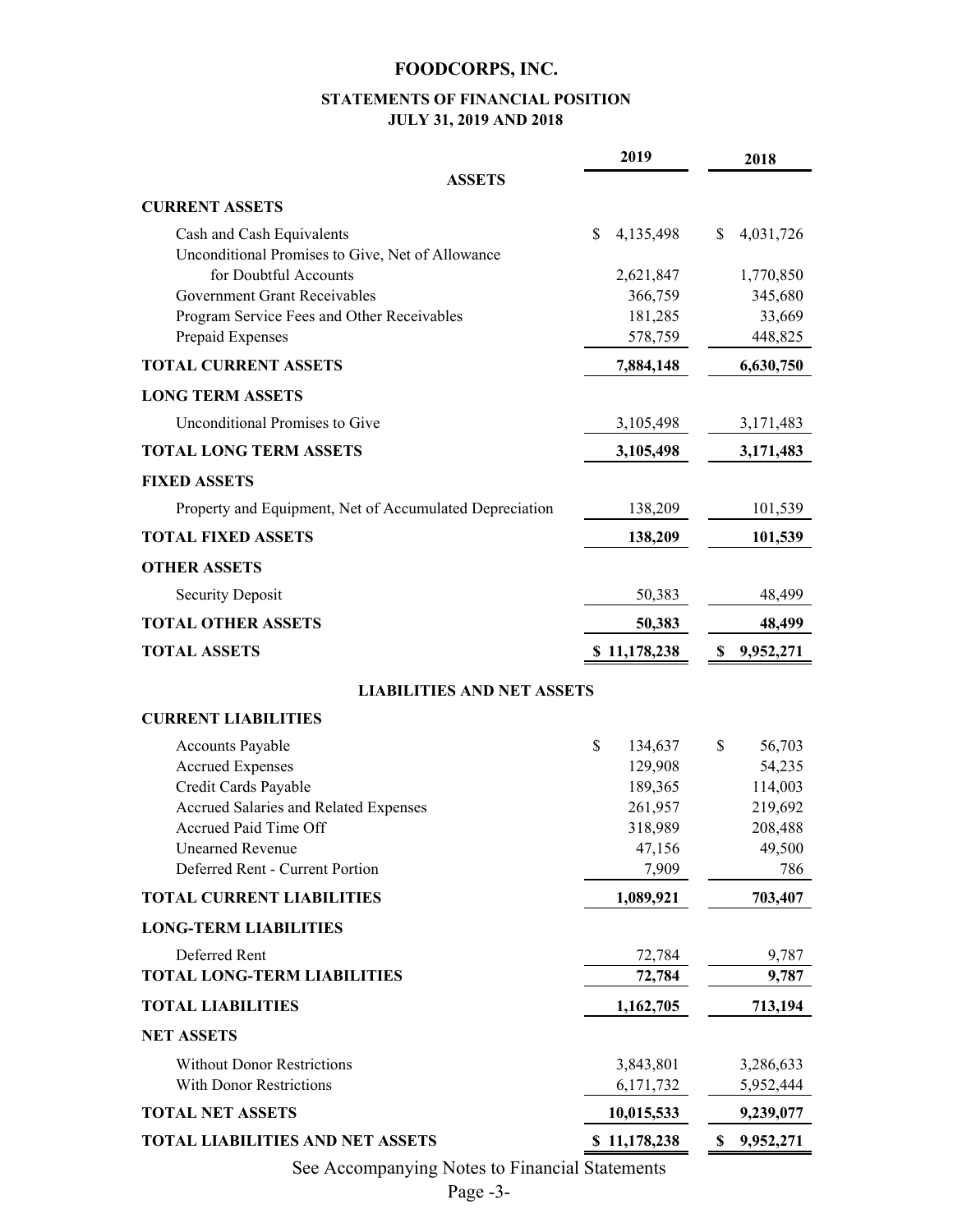# FOODCORPS, INC.

## STATEMENTS OF FINANCIAL POSITION
### JULY 31, 2019 AND 2018

| | 2019 | 2018 |
|---|---|---|
| **ASSETS** | | |
| **CURRENT ASSETS** | | |
| Cash and Cash Equivalents | $ 4,135,498 | $ 4,031,726 |
| Unconditional Promises to Give, Net of Allowance for Doubtful Accounts | 2,621,847 | 1,770,850 |
| Government Grant Receivables | 366,759 | 345,680 |
| Program Service Fees and Other Receivables | 181,285 | 33,669 |
| Prepaid Expenses | 578,759 | 448,825 |
| **TOTAL CURRENT ASSETS** | **7,884,148** | **6,630,750** |
| **LONG TERM ASSETS** | | |
| Unconditional Promises to Give | 3,105,498 | 3,171,483 |
| **TOTAL LONG TERM ASSETS** | **3,105,498** | **3,171,483** |
| **FIXED ASSETS** | | |
| Property and Equipment, Net of Accumulated Depreciation | 138,209 | 101,539 |
| **TOTAL FIXED ASSETS** | **138,209** | **101,539** |
| **OTHER ASSETS** | | |
| Security Deposit | 50,383 | 48,499 |
| **TOTAL OTHER ASSETS** | **50,383** | **48,499** |
| **TOTAL ASSETS** | **$ 11,178,238** | **$ 9,952,271** |
| **LIABILITIES AND NET ASSETS** | | |
| **CURRENT LIABILITIES** | | |
| Accounts Payable | $ 134,637 | $ 56,703 |
| Accrued Expenses | 129,908 | 54,235 |
| Credit Cards Payable | 189,365 | 114,003 |
| Accrued Salaries and Related Expenses | 261,957 | 219,692 |
| Accrued Paid Time Off | 318,989 | 208,488 |
| Unearned Revenue | 47,156 | 49,500 |
| Deferred Rent - Current Portion | 7,909 | 786 |
| **TOTAL CURRENT LIABILITIES** | **1,089,921** | **703,407** |
| **LONG-TERM LIABILITIES** | | |
| Deferred Rent | 72,784 | 9,787 |
| **TOTAL LONG-TERM LIABILITIES** | **72,784** | **9,787** |
| **TOTAL LIABILITIES** | **1,162,705** | **713,194** |
| **NET ASSETS** | | |
| Without Donor Restrictions | 3,843,801 | 3,286,633 |
| With Donor Restrictions | 6,171,732 | 5,952,444 |
| **TOTAL NET ASSETS** | **10,015,533** | **9,239,077** |
| **TOTAL LIABILITIES AND NET ASSETS** | **$ 11,178,238** | **$ 9,952,271** |

See Accompanying Notes to Financial Statements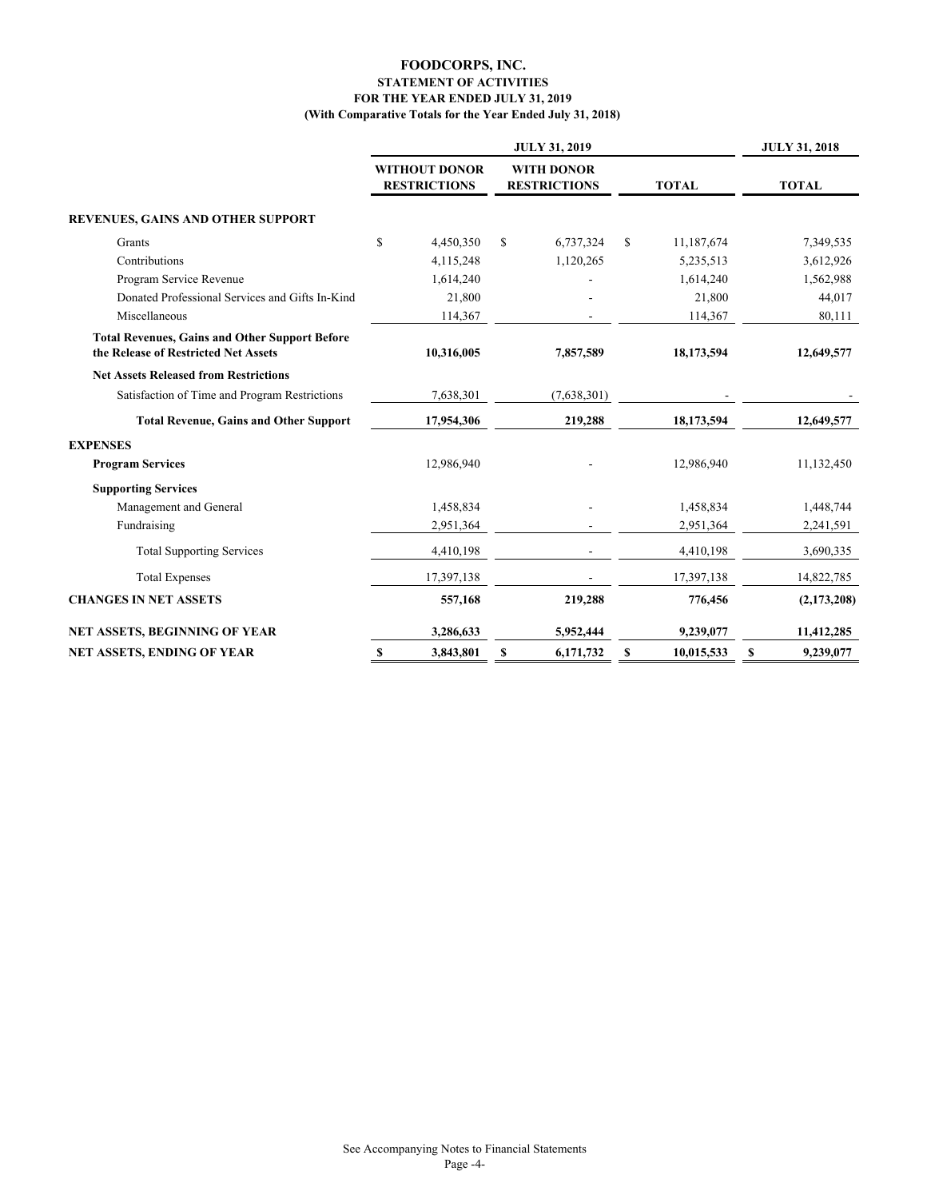# FOODCORPS, INC.
## STATEMENT OF ACTIVITIES
### FOR THE YEAR ENDED JULY 31, 2019
### (With Comparative Totals for the Year Ended July 31, 2018)

| | JULY 31, 2019 | | | JULY 31, 2018 |
|---|---|---|---|---|
| | **WITHOUT DONOR RESTRICTIONS** | **WITH DONOR RESTRICTIONS** | **TOTAL** | **TOTAL** |
| **REVENUES, GAINS AND OTHER SUPPORT** | | | | |
| Grants | $ 4,450,350 | $ 6,737,324 | $ 11,187,674 | 7,349,535 |
| Contributions | 4,115,248 | 1,120,265 | 5,235,513 | 3,612,926 |
| Program Service Revenue | 1,614,240 | - | 1,614,240 | 1,562,988 |
| Donated Professional Services and Gifts In-Kind | 21,800 | - | 21,800 | 44,017 |
| Miscellaneous | 114,367 | - | 114,367 | 80,111 |
| **Total Revenues, Gains and Other Support Before the Release of Restricted Net Assets** | **10,316,005** | **7,857,589** | **18,173,594** | **12,649,577** |
| **Net Assets Released from Restrictions** | | | | |
| Satisfaction of Time and Program Restrictions | 7,638,301 | (7,638,301) | - | - |
| **Total Revenue, Gains and Other Support** | **17,954,306** | **219,288** | **18,173,594** | **12,649,577** |
| **EXPENSES** | | | | |
| **Program Services** | 12,986,940 | - | 12,986,940 | 11,132,450 |
| **Supporting Services** | | | | |
| Management and General | 1,458,834 | - | 1,458,834 | 1,448,744 |
| Fundraising | 2,951,364 | - | 2,951,364 | 2,241,591 |
| Total Supporting Services | 4,410,198 | - | 4,410,198 | 3,690,335 |
| Total Expenses | 17,397,138 | - | 17,397,138 | 14,822,785 |
| **CHANGES IN NET ASSETS** | **557,168** | **219,288** | **776,456** | **(2,173,208)** |
| **NET ASSETS, BEGINNING OF YEAR** | **3,286,633** | **5,952,444** | **9,239,077** | **11,412,285** |
| **NET ASSETS, ENDING OF YEAR** | **$ 3,843,801** | **$ 6,171,732** | **$ 10,015,533** | **$ 9,239,077** |

See Accompanying Notes to Financial Statements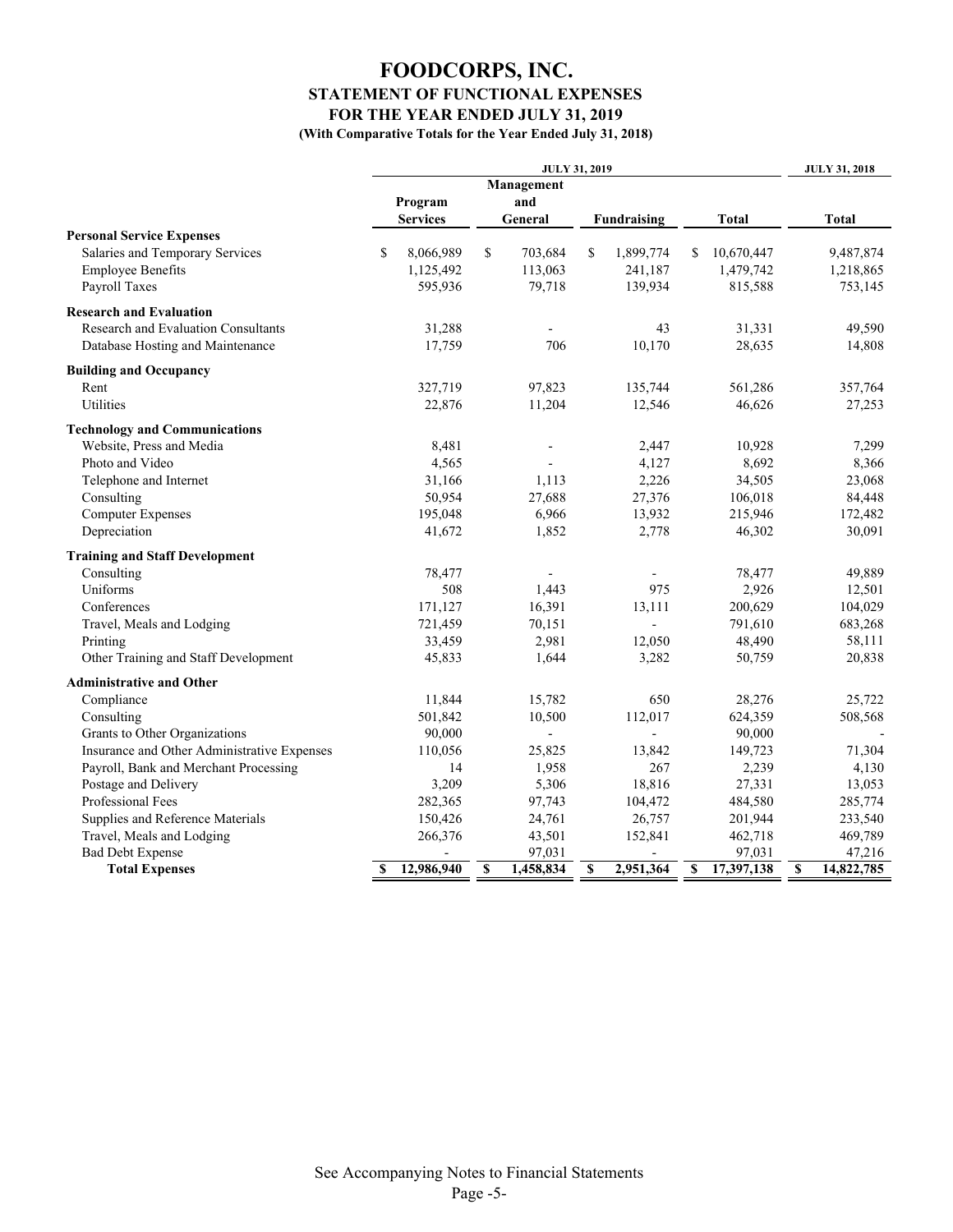# FOODCORPS, INC.

## STATEMENT OF FUNCTIONAL EXPENSES

### FOR THE YEAR ENDED JULY 31, 2019

**(With Comparative Totals for the Year Ended July 31, 2018)**

| | JULY 31, 2019 | | | | JULY 31, 2018 |
|---|---|---|---|---|---|
| | Program Services | Management and General | Fundraising | Total | Total |
| **Personal Service Expenses** | | | | | |
| Salaries and Temporary Services | $ 8,066,989 | $ 703,684 | $ 1,899,774 | $ 10,670,447 | 9,487,874 |
| Employee Benefits | 1,125,492 | 113,063 | 241,187 | 1,479,742 | 1,218,865 |
| Payroll Taxes | 595,936 | 79,718 | 139,934 | 815,588 | 753,145 |
| **Research and Evaluation** | | | | | |
| Research and Evaluation Consultants | 31,288 | - | 43 | 31,331 | 49,590 |
| Database Hosting and Maintenance | 17,759 | 706 | 10,170 | 28,635 | 14,808 |
| **Building and Occupancy** | | | | | |
| Rent | 327,719 | 97,823 | 135,744 | 561,286 | 357,764 |
| Utilities | 22,876 | 11,204 | 12,546 | 46,626 | 27,253 |
| **Technology and Communications** | | | | | |
| Website, Press and Media | 8,481 | - | 2,447 | 10,928 | 7,299 |
| Photo and Video | 4,565 | - | 4,127 | 8,692 | 8,366 |
| Telephone and Internet | 31,166 | 1,113 | 2,226 | 34,505 | 23,068 |
| Consulting | 50,954 | 27,688 | 27,376 | 106,018 | 84,448 |
| Computer Expenses | 195,048 | 6,966 | 13,932 | 215,946 | 172,482 |
| Depreciation | 41,672 | 1,852 | 2,778 | 46,302 | 30,091 |
| **Training and Staff Development** | | | | | |
| Consulting | 78,477 | - | - | 78,477 | 49,889 |
| Uniforms | 508 | 1,443 | 975 | 2,926 | 12,501 |
| Conferences | 171,127 | 16,391 | 13,111 | 200,629 | 104,029 |
| Travel, Meals and Lodging | 721,459 | 70,151 | - | 791,610 | 683,268 |
| Printing | 33,459 | 2,981 | 12,050 | 48,490 | 58,111 |
| Other Training and Staff Development | 45,833 | 1,644 | 3,282 | 50,759 | 20,838 |
| **Administrative and Other** | | | | | |
| Compliance | 11,844 | 15,782 | 650 | 28,276 | 25,722 |
| Consulting | 501,842 | 10,500 | 112,017 | 624,359 | 508,568 |
| Grants to Other Organizations | 90,000 | - | - | 90,000 | - |
| Insurance and Other Administrative Expenses | 110,056 | 25,825 | 13,842 | 149,723 | 71,304 |
| Payroll, Bank and Merchant Processing | 14 | 1,958 | 267 | 2,239 | 4,130 |
| Postage and Delivery | 3,209 | 5,306 | 18,816 | 27,331 | 13,053 |
| Professional Fees | 282,365 | 97,743 | 104,472 | 484,580 | 285,774 |
| Supplies and Reference Materials | 150,426 | 24,761 | 26,757 | 201,944 | 233,540 |
| Travel, Meals and Lodging | 266,376 | 43,501 | 152,841 | 462,718 | 469,789 |
| Bad Debt Expense | - | 97,031 | - | 97,031 | 47,216 |
| **Total Expenses** | **$ 12,986,940** | **$ 1,458,834** | **$ 2,951,364** | **$ 17,397,138** | **$ 14,822,785** |

See Accompanying Notes to Financial Statements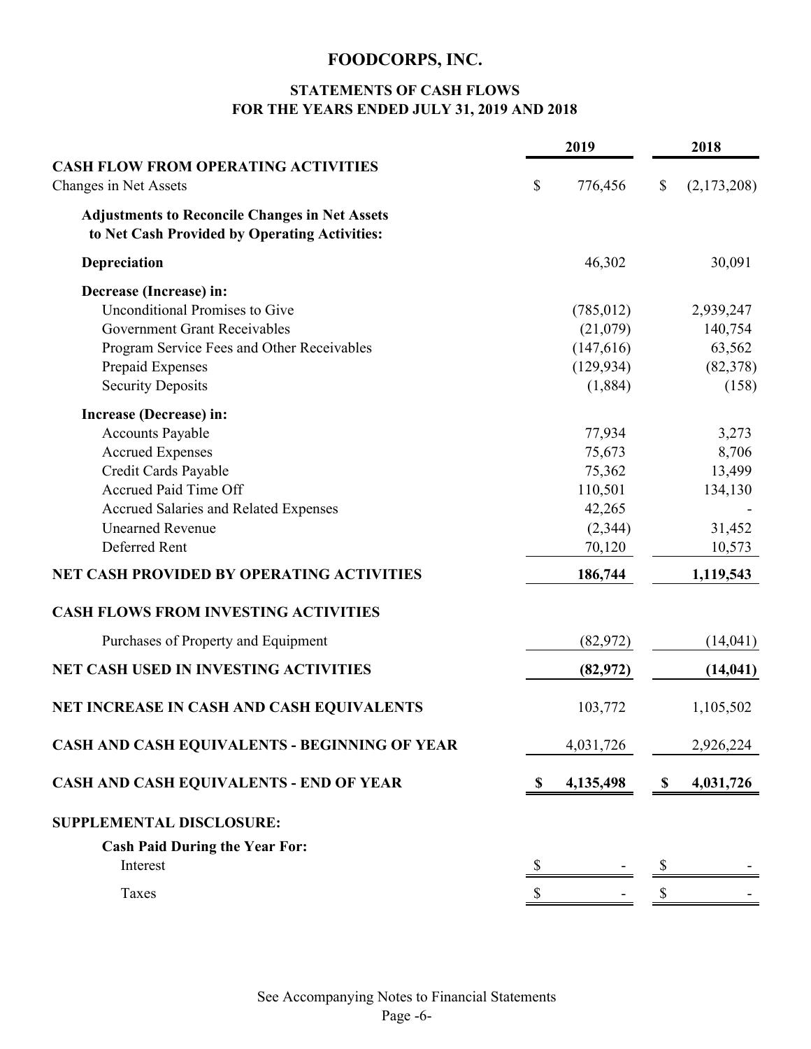# FOODCORPS, INC.

## STATEMENTS OF CASH FLOWS
## FOR THE YEARS ENDED JULY 31, 2019 AND 2018

| | 2019 | 2018 |
|---|---|---|
| **CASH FLOW FROM OPERATING ACTIVITIES** | | |
| Changes in Net Assets | $ 776,456 | $ (2,173,208) |
| **Adjustments to Reconcile Changes in Net Assets to Net Cash Provided by Operating Activities:** | | |
| **Depreciation** | 46,302 | 30,091 |
| **Decrease (Increase) in:** | | |
| Unconditional Promises to Give | (785,012) | 2,939,247 |
| Government Grant Receivables | (21,079) | 140,754 |
| Program Service Fees and Other Receivables | (147,616) | 63,562 |
| Prepaid Expenses | (129,934) | (82,378) |
| Security Deposits | (1,884) | (158) |
| **Increase (Decrease) in:** | | |
| Accounts Payable | 77,934 | 3,273 |
| Accrued Expenses | 75,673 | 8,706 |
| Credit Cards Payable | 75,362 | 13,499 |
| Accrued Paid Time Off | 110,501 | 134,130 |
| Accrued Salaries and Related Expenses | 42,265 | - |
| Unearned Revenue | (2,344) | 31,452 |
| Deferred Rent | 70,120 | 10,573 |
| **NET CASH PROVIDED BY OPERATING ACTIVITIES** | **186,744** | **1,119,543** |
| **CASH FLOWS FROM INVESTING ACTIVITIES** | | |
| Purchases of Property and Equipment | (82,972) | (14,041) |
| **NET CASH USED IN INVESTING ACTIVITIES** | **(82,972)** | **(14,041)** |
| **NET INCREASE IN CASH AND CASH EQUIVALENTS** | 103,772 | 1,105,502 |
| **CASH AND CASH EQUIVALENTS - BEGINNING OF YEAR** | 4,031,726 | 2,926,224 |
| **CASH AND CASH EQUIVALENTS - END OF YEAR** | **$ 4,135,498** | **$ 4,031,726** |
| **SUPPLEMENTAL DISCLOSURE:** | | |
| **Cash Paid During the Year For:** | | |
| Interest | $ - | $ - |
| Taxes | $ - | $ - |

See Accompanying Notes to Financial Statements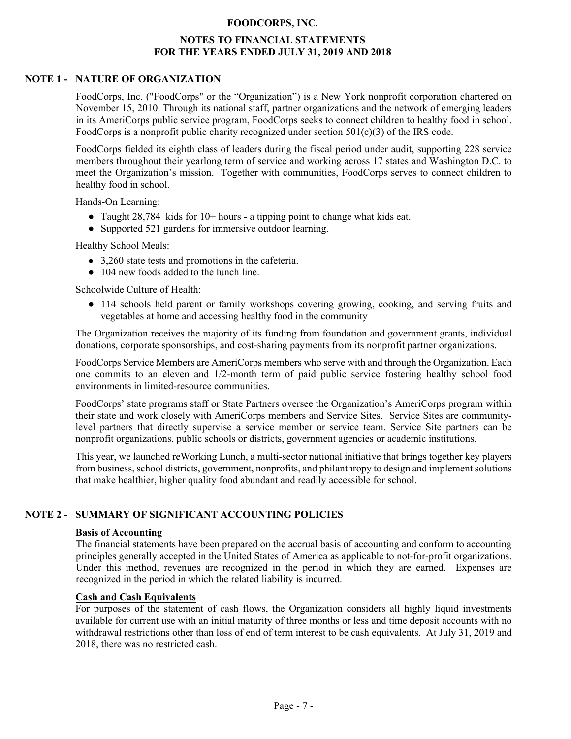# FOODCORPS, INC.

## NOTES TO FINANCIAL STATEMENTS
## FOR THE YEARS ENDED JULY 31, 2019 AND 2018

### NOTE 1 - NATURE OF ORGANIZATION

FoodCorps, Inc. ("FoodCorps" or the "Organization") is a New York nonprofit corporation chartered on November 15, 2010. Through its national staff, partner organizations and the network of emerging leaders in its AmeriCorps public service program, FoodCorps seeks to connect children to healthy food in school. FoodCorps is a nonprofit public charity recognized under section 501(c)(3) of the IRS code.

FoodCorps fielded its eighth class of leaders during the fiscal period under audit, supporting 228 service members throughout their yearlong term of service and working across 17 states and Washington D.C. to meet the Organization's mission. Together with communities, FoodCorps serves to connect children to healthy food in school.

Hands-On Learning:

- Taught 28,784 kids for 10+ hours - a tipping point to change what kids eat.
- Supported 521 gardens for immersive outdoor learning.

Healthy School Meals:

- 3,260 state tests and promotions in the cafeteria.
- 104 new foods added to the lunch line.

Schoolwide Culture of Health:

- 114 schools held parent or family workshops covering growing, cooking, and serving fruits and vegetables at home and accessing healthy food in the community

The Organization receives the majority of its funding from foundation and government grants, individual donations, corporate sponsorships, and cost-sharing payments from its nonprofit partner organizations.

FoodCorps Service Members are AmeriCorps members who serve with and through the Organization. Each one commits to an eleven and 1/2-month term of paid public service fostering healthy school food environments in limited-resource communities.

FoodCorps' state programs staff or State Partners oversee the Organization's AmeriCorps program within their state and work closely with AmeriCorps members and Service Sites. Service Sites are community-level partners that directly supervise a service member or service team. Service Site partners can be nonprofit organizations, public schools or districts, government agencies or academic institutions.

This year, we launched reWorking Lunch, a multi-sector national initiative that brings together key players from business, school districts, government, nonprofits, and philanthropy to design and implement solutions that make healthier, higher quality food abundant and readily accessible for school.

### NOTE 2 - SUMMARY OF SIGNIFICANT ACCOUNTING POLICIES

**Basis of Accounting**

The financial statements have been prepared on the accrual basis of accounting and conform to accounting principles generally accepted in the United States of America as applicable to not-for-profit organizations. Under this method, revenues are recognized in the period in which they are earned. Expenses are recognized in the period in which the related liability is incurred.

**Cash and Cash Equivalents**

For purposes of the statement of cash flows, the Organization considers all highly liquid investments available for current use with an initial maturity of three months or less and time deposit accounts with no withdrawal restrictions other than loss of end of term interest to be cash equivalents. At July 31, 2019 and 2018, there was no restricted cash.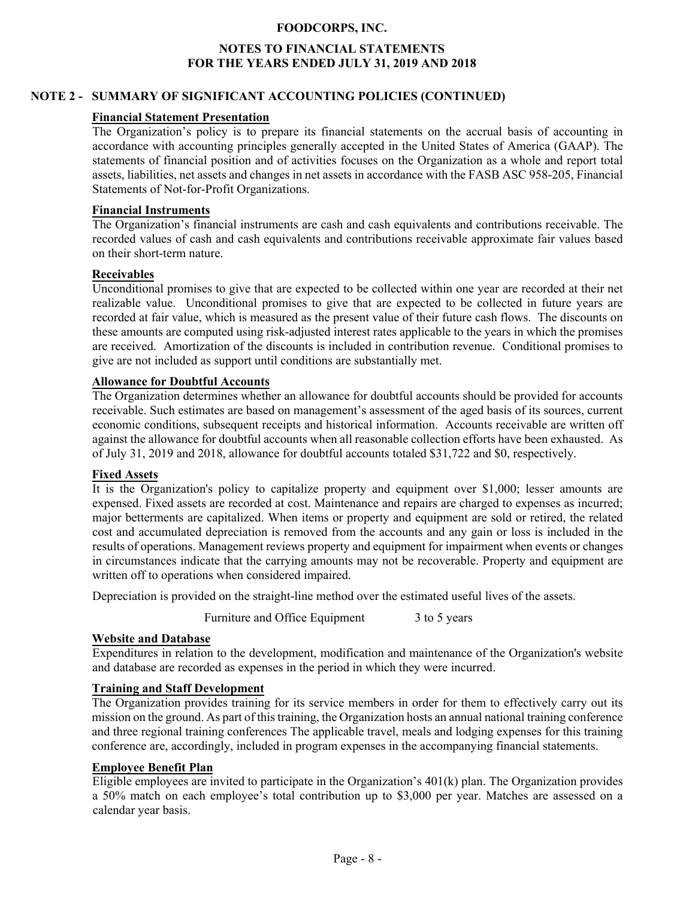## NOTE 2 - SUMMARY OF SIGNIFICANT ACCOUNTING POLICIES (CONTINUED)

**Financial Statement Presentation**

The Organization's policy is to prepare its financial statements on the accrual basis of accounting in accordance with accounting principles generally accepted in the United States of America (GAAP). The statements of financial position and of activities focuses on the Organization as a whole and report total assets, liabilities, net assets and changes in net assets in accordance with the FASB ASC 958-205, Financial Statements of Not-for-Profit Organizations.

**Financial Instruments**

The Organization's financial instruments are cash and cash equivalents and contributions receivable. The recorded values of cash and cash equivalents and contributions receivable approximate fair values based on their short-term nature.

**Receivables**

Unconditional promises to give that are expected to be collected within one year are recorded at their net realizable value. Unconditional promises to give that are expected to be collected in future years are recorded at fair value, which is measured as the present value of their future cash flows. The discounts on these amounts are computed using risk-adjusted interest rates applicable to the years in which the promises are received. Amortization of the discounts is included in contribution revenue. Conditional promises to give are not included as support until conditions are substantially met.

**Allowance for Doubtful Accounts**

The Organization determines whether an allowance for doubtful accounts should be provided for accounts receivable. Such estimates are based on management's assessment of the aged basis of its sources, current economic conditions, subsequent receipts and historical information. Accounts receivable are written off against the allowance for doubtful accounts when all reasonable collection efforts have been exhausted. As of July 31, 2019 and 2018, allowance for doubtful accounts totaled $31,722 and $0, respectively.

**Fixed Assets**

It is the Organization's policy to capitalize property and equipment over $1,000; lesser amounts are expensed. Fixed assets are recorded at cost. Maintenance and repairs are charged to expenses as incurred; major betterments are capitalized. When items or property and equipment are sold or retired, the related cost and accumulated depreciation is removed from the accounts and any gain or loss is included in the results of operations. Management reviews property and equipment for impairment when events or changes in circumstances indicate that the carrying amounts may not be recoverable. Property and equipment are written off to operations when considered impaired.

Depreciation is provided on the straight-line method over the estimated useful lives of the assets.

| | |
|---|---|
| Furniture and Office Equipment | 3 to 5 years |

**Website and Database**

Expenditures in relation to the development, modification and maintenance of the Organization's website and database are recorded as expenses in the period in which they were incurred.

**Training and Staff Development**

The Organization provides training for its service members in order for them to effectively carry out its mission on the ground. As part of this training, the Organization hosts an annual national training conference and three regional training conferences The applicable travel, meals and lodging expenses for this training conference are, accordingly, included in program expenses in the accompanying financial statements.

**Employee Benefit Plan**

Eligible employees are invited to participate in the Organization's 401(k) plan. The Organization provides a 50% match on each employee's total contribution up to $3,000 per year. Matches are assessed on a calendar year basis.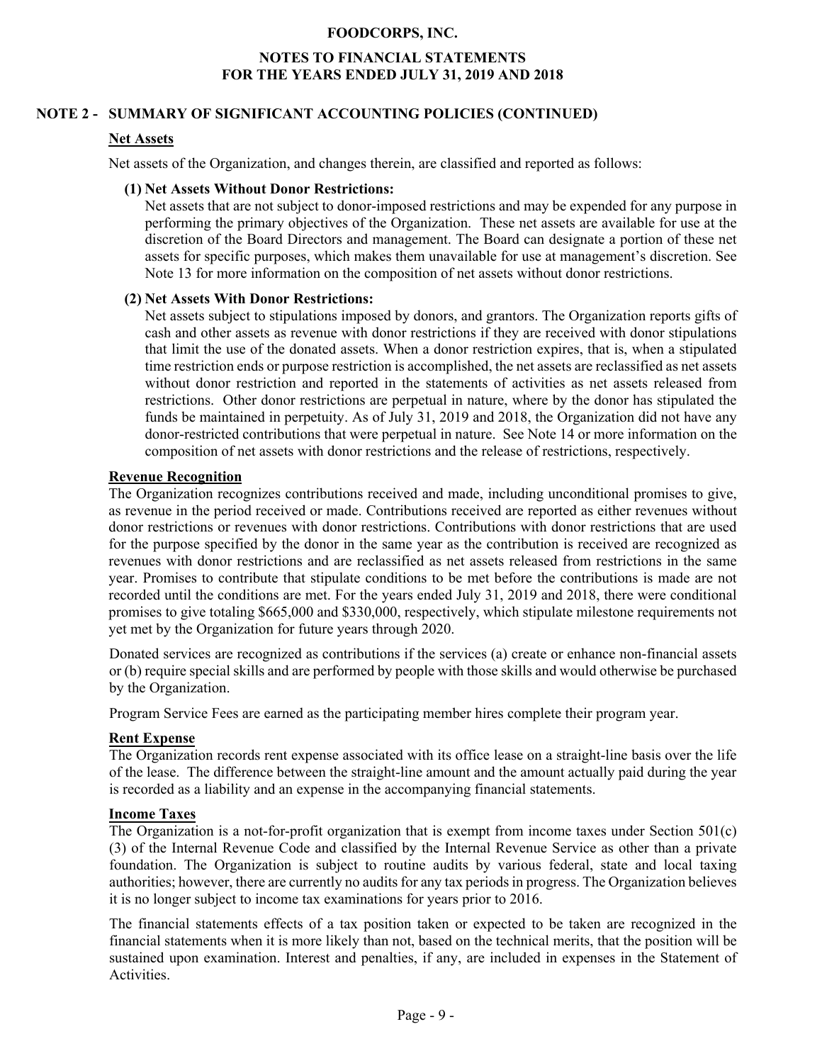## NOTE 2 - SUMMARY OF SIGNIFICANT ACCOUNTING POLICIES (CONTINUED)

### Net Assets

Net assets of the Organization, and changes therein, are classified and reported as follows:

**(1) Net Assets Without Donor Restrictions:**

Net assets that are not subject to donor-imposed restrictions and may be expended for any purpose in performing the primary objectives of the Organization. These net assets are available for use at the discretion of the Board Directors and management. The Board can designate a portion of these net assets for specific purposes, which makes them unavailable for use at management's discretion. See Note 13 for more information on the composition of net assets without donor restrictions.

**(2) Net Assets With Donor Restrictions:**

Net assets subject to stipulations imposed by donors, and grantors. The Organization reports gifts of cash and other assets as revenue with donor restrictions if they are received with donor stipulations that limit the use of the donated assets. When a donor restriction expires, that is, when a stipulated time restriction ends or purpose restriction is accomplished, the net assets are reclassified as net assets without donor restriction and reported in the statements of activities as net assets released from restrictions. Other donor restrictions are perpetual in nature, where by the donor has stipulated the funds be maintained in perpetuity. As of July 31, 2019 and 2018, the Organization did not have any donor-restricted contributions that were perpetual in nature. See Note 14 or more information on the composition of net assets with donor restrictions and the release of restrictions, respectively.

### Revenue Recognition

The Organization recognizes contributions received and made, including unconditional promises to give, as revenue in the period received or made. Contributions received are reported as either revenues without donor restrictions or revenues with donor restrictions. Contributions with donor restrictions that are used for the purpose specified by the donor in the same year as the contribution is received are recognized as revenues with donor restrictions and are reclassified as net assets released from restrictions in the same year. Promises to contribute that stipulate conditions to be met before the contributions is made are not recorded until the conditions are met. For the years ended July 31, 2019 and 2018, there were conditional promises to give totaling \$665,000 and \$330,000, respectively, which stipulate milestone requirements not yet met by the Organization for future years through 2020.

Donated services are recognized as contributions if the services (a) create or enhance non-financial assets or (b) require special skills and are performed by people with those skills and would otherwise be purchased by the Organization.

Program Service Fees are earned as the participating member hires complete their program year.

### Rent Expense

The Organization records rent expense associated with its office lease on a straight-line basis over the life of the lease. The difference between the straight-line amount and the amount actually paid during the year is recorded as a liability and an expense in the accompanying financial statements.

### Income Taxes

The Organization is a not-for-profit organization that is exempt from income taxes under Section 501(c) (3) of the Internal Revenue Code and classified by the Internal Revenue Service as other than a private foundation. The Organization is subject to routine audits by various federal, state and local taxing authorities; however, there are currently no audits for any tax periods in progress. The Organization believes it is no longer subject to income tax examinations for years prior to 2016.

The financial statements effects of a tax position taken or expected to be taken are recognized in the financial statements when it is more likely than not, based on the technical merits, that the position will be sustained upon examination. Interest and penalties, if any, are included in expenses in the Statement of Activities.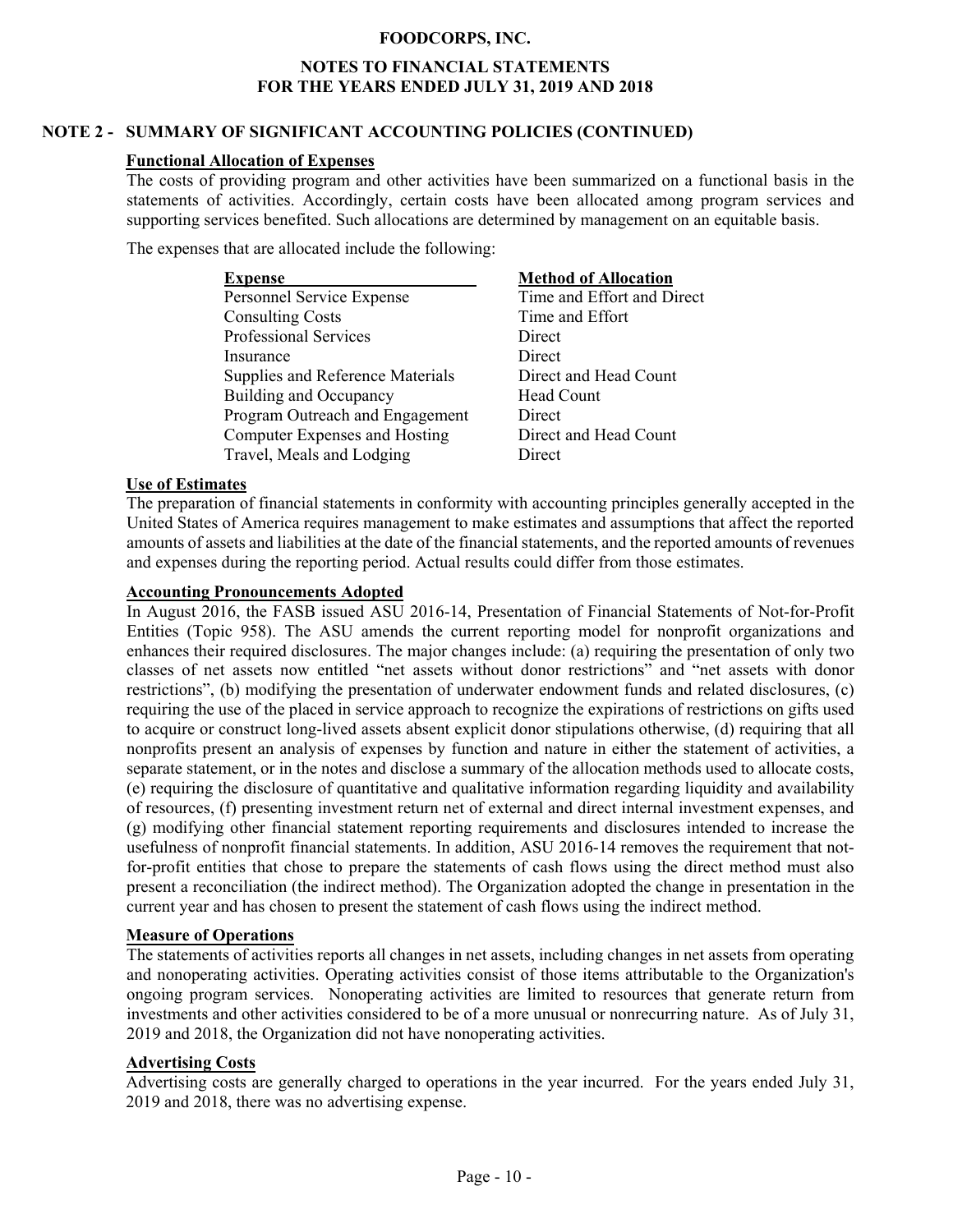# FOODCORPS, INC.

## NOTES TO FINANCIAL STATEMENTS FOR THE YEARS ENDED JULY 31, 2019 AND 2018

### NOTE 2 - SUMMARY OF SIGNIFICANT ACCOUNTING POLICIES (CONTINUED)

**Functional Allocation of Expenses**

The costs of providing program and other activities have been summarized on a functional basis in the statements of activities. Accordingly, certain costs have been allocated among program services and supporting services benefited. Such allocations are determined by management on an equitable basis.

The expenses that are allocated include the following:

| Expense | Method of Allocation |
|---|---|
| Personnel Service Expense | Time and Effort and Direct |
| Consulting Costs | Time and Effort |
| Professional Services | Direct |
| Insurance | Direct |
| Supplies and Reference Materials | Direct and Head Count |
| Building and Occupancy | Head Count |
| Program Outreach and Engagement | Direct |
| Computer Expenses and Hosting | Direct and Head Count |
| Travel, Meals and Lodging | Direct |

**Use of Estimates**

The preparation of financial statements in conformity with accounting principles generally accepted in the United States of America requires management to make estimates and assumptions that affect the reported amounts of assets and liabilities at the date of the financial statements, and the reported amounts of revenues and expenses during the reporting period. Actual results could differ from those estimates.

**Accounting Pronouncements Adopted**

In August 2016, the FASB issued ASU 2016-14, Presentation of Financial Statements of Not-for-Profit Entities (Topic 958). The ASU amends the current reporting model for nonprofit organizations and enhances their required disclosures. The major changes include: (a) requiring the presentation of only two classes of net assets now entitled "net assets without donor restrictions" and "net assets with donor restrictions", (b) modifying the presentation of underwater endowment funds and related disclosures, (c) requiring the use of the placed in service approach to recognize the expirations of restrictions on gifts used to acquire or construct long-lived assets absent explicit donor stipulations otherwise, (d) requiring that all nonprofits present an analysis of expenses by function and nature in either the statement of activities, a separate statement, or in the notes and disclose a summary of the allocation methods used to allocate costs, (e) requiring the disclosure of quantitative and qualitative information regarding liquidity and availability of resources, (f) presenting investment return net of external and direct internal investment expenses, and (g) modifying other financial statement reporting requirements and disclosures intended to increase the usefulness of nonprofit financial statements. In addition, ASU 2016-14 removes the requirement that not-for-profit entities that chose to prepare the statements of cash flows using the direct method must also present a reconciliation (the indirect method). The Organization adopted the change in presentation in the current year and has chosen to present the statement of cash flows using the indirect method.

**Measure of Operations**

The statements of activities reports all changes in net assets, including changes in net assets from operating and nonoperating activities. Operating activities consist of those items attributable to the Organization's ongoing program services. Nonoperating activities are limited to resources that generate return from investments and other activities considered to be of a more unusual or nonrecurring nature. As of July 31, 2019 and 2018, the Organization did not have nonoperating activities.

**Advertising Costs**

Advertising costs are generally charged to operations in the year incurred. For the years ended July 31, 2019 and 2018, there was no advertising expense.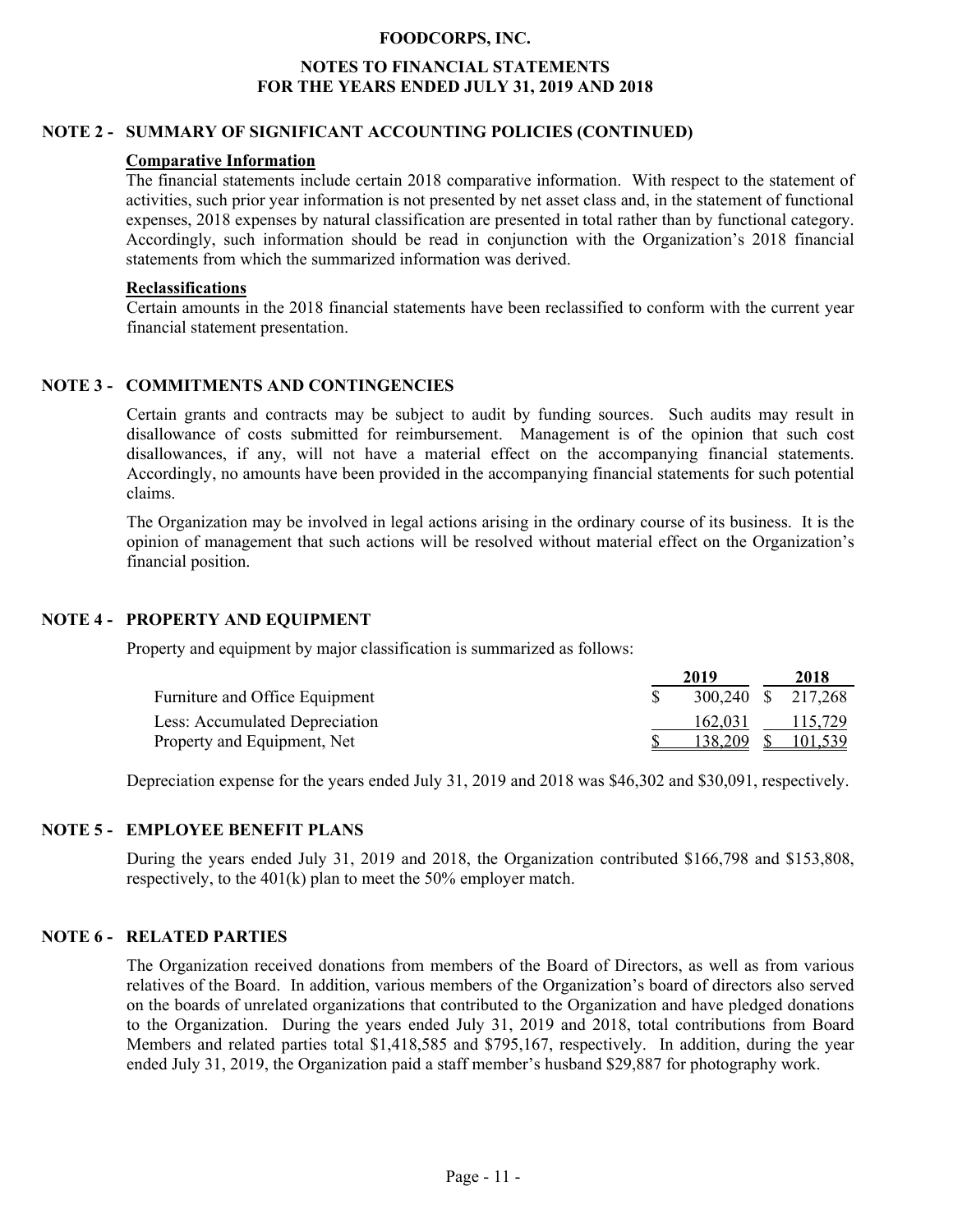## NOTE 2 - SUMMARY OF SIGNIFICANT ACCOUNTING POLICIES (CONTINUED)

### Comparative Information

The financial statements include certain 2018 comparative information. With respect to the statement of activities, such prior year information is not presented by net asset class and, in the statement of functional expenses, 2018 expenses by natural classification are presented in total rather than by functional category. Accordingly, such information should be read in conjunction with the Organization's 2018 financial statements from which the summarized information was derived.

### Reclassifications

Certain amounts in the 2018 financial statements have been reclassified to conform with the current year financial statement presentation.

## NOTE 3 - COMMITMENTS AND CONTINGENCIES

Certain grants and contracts may be subject to audit by funding sources. Such audits may result in disallowance of costs submitted for reimbursement. Management is of the opinion that such cost disallowances, if any, will not have a material effect on the accompanying financial statements. Accordingly, no amounts have been provided in the accompanying financial statements for such potential claims.

The Organization may be involved in legal actions arising in the ordinary course of its business. It is the opinion of management that such actions will be resolved without material effect on the Organization's financial position.

## NOTE 4 - PROPERTY AND EQUIPMENT

Property and equipment by major classification is summarized as follows:

| | 2019 | 2018 |
|---|---|---|
| Furniture and Office Equipment | $ 300,240 | $ 217,268 |
| Less: Accumulated Depreciation | 162,031 | 115,729 |
| Property and Equipment, Net | $ 138,209 | $ 101,539 |

Depreciation expense for the years ended July 31, 2019 and 2018 was $46,302 and $30,091, respectively.

## NOTE 5 - EMPLOYEE BENEFIT PLANS

During the years ended July 31, 2019 and 2018, the Organization contributed $166,798 and $153,808, respectively, to the 401(k) plan to meet the 50% employer match.

## NOTE 6 - RELATED PARTIES

The Organization received donations from members of the Board of Directors, as well as from various relatives of the Board. In addition, various members of the Organization's board of directors also served on the boards of unrelated organizations that contributed to the Organization and have pledged donations to the Organization. During the years ended July 31, 2019 and 2018, total contributions from Board Members and related parties total $1,418,585 and $795,167, respectively. In addition, during the year ended July 31, 2019, the Organization paid a staff member's husband $29,887 for photography work.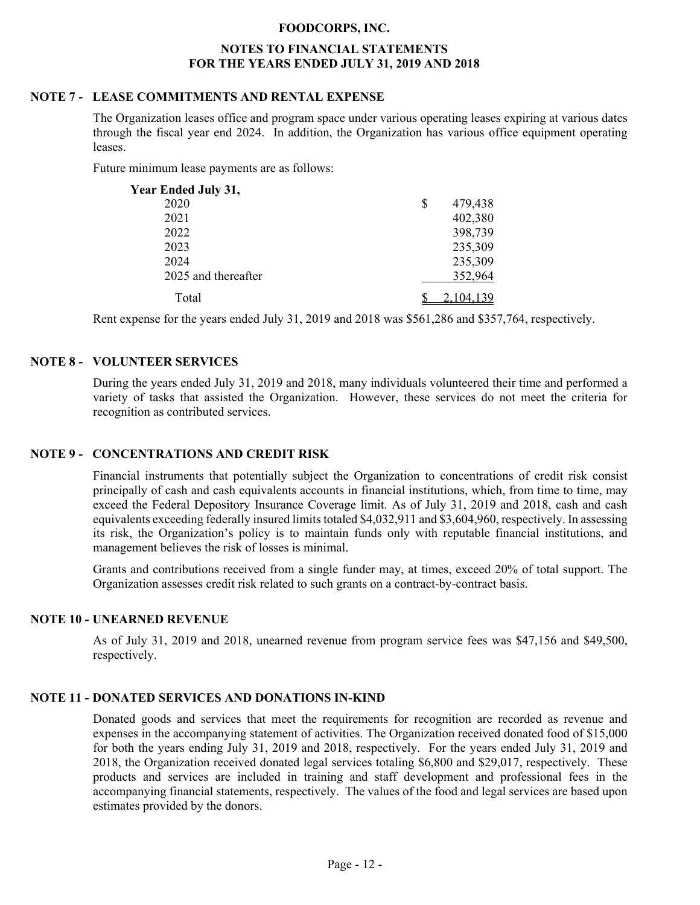# FOODCORPS, INC.

## NOTES TO FINANCIAL STATEMENTS
## FOR THE YEARS ENDED JULY 31, 2019 AND 2018

### NOTE 7 - LEASE COMMITMENTS AND RENTAL EXPENSE

The Organization leases office and program space under various operating leases expiring at various dates through the fiscal year end 2024. In addition, the Organization has various office equipment operating leases.

Future minimum lease payments are as follows:

| Year Ended July 31, | |
|---|---|
| 2020 | $ 479,438 |
| 2021 | 402,380 |
| 2022 | 398,739 |
| 2023 | 235,309 |
| 2024 | 235,309 |
| 2025 and thereafter | 352,964 |
| Total | $ 2,104,139 |

Rent expense for the years ended July 31, 2019 and 2018 was $561,286 and $357,764, respectively.

### NOTE 8 - VOLUNTEER SERVICES

During the years ended July 31, 2019 and 2018, many individuals volunteered their time and performed a variety of tasks that assisted the Organization. However, these services do not meet the criteria for recognition as contributed services.

### NOTE 9 - CONCENTRATIONS AND CREDIT RISK

Financial instruments that potentially subject the Organization to concentrations of credit risk consist principally of cash and cash equivalents accounts in financial institutions, which, from time to time, may exceed the Federal Depository Insurance Coverage limit. As of July 31, 2019 and 2018, cash and cash equivalents exceeding federally insured limits totaled $4,032,911 and $3,604,960, respectively. In assessing its risk, the Organization's policy is to maintain funds only with reputable financial institutions, and management believes the risk of losses is minimal.

Grants and contributions received from a single funder may, at times, exceed 20% of total support. The Organization assesses credit risk related to such grants on a contract-by-contract basis.

### NOTE 10 - UNEARNED REVENUE

As of July 31, 2019 and 2018, unearned revenue from program service fees was $47,156 and $49,500, respectively.

### NOTE 11 - DONATED SERVICES AND DONATIONS IN-KIND

Donated goods and services that meet the requirements for recognition are recorded as revenue and expenses in the accompanying statement of activities. The Organization received donated food of $15,000 for both the years ending July 31, 2019 and 2018, respectively. For the years ended July 31, 2019 and 2018, the Organization received donated legal services totaling $6,800 and $29,017, respectively. These products and services are included in training and staff development and professional fees in the accompanying financial statements, respectively. The values of the food and legal services are based upon estimates provided by the donors.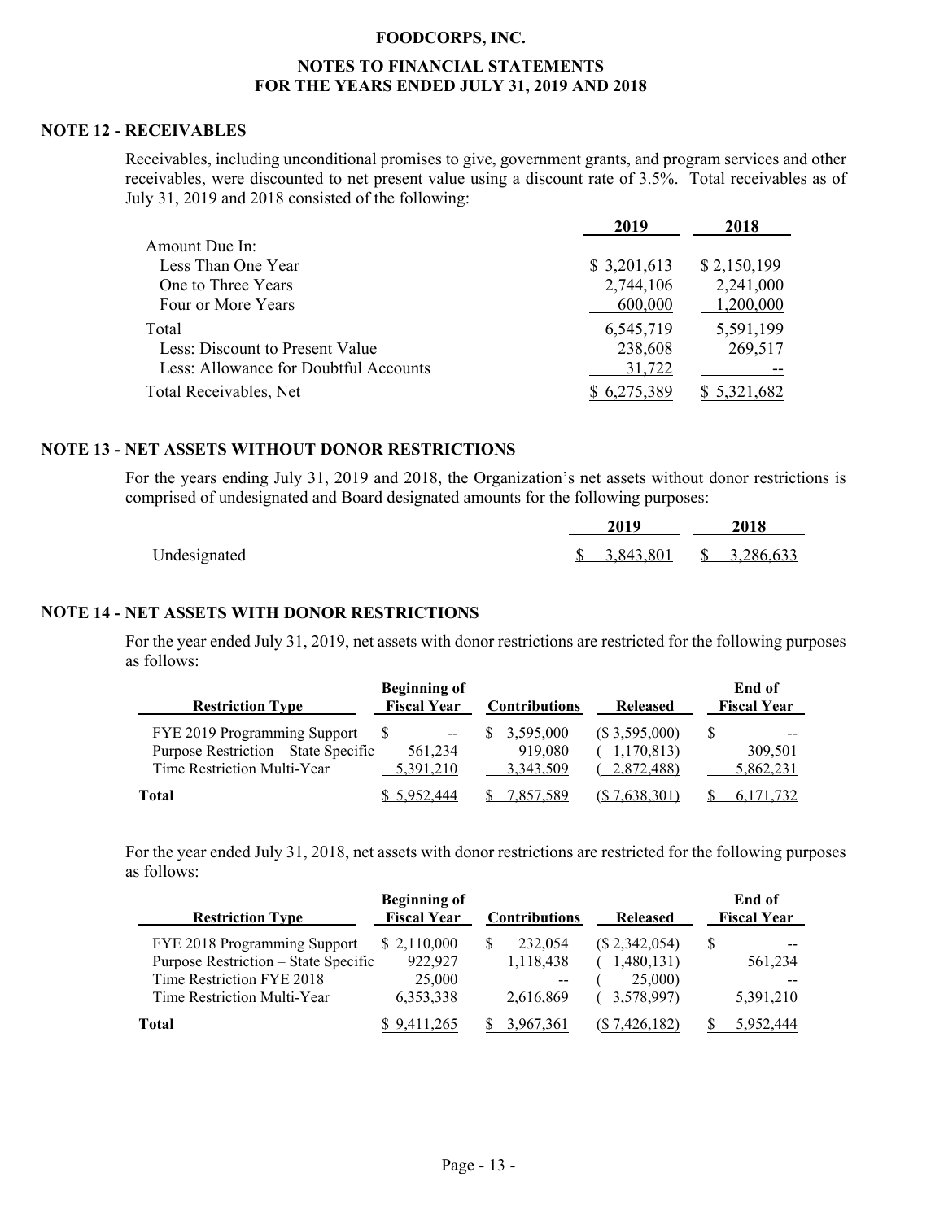## NOTE 12 - RECEIVABLES

Receivables, including unconditional promises to give, government grants, and program services and other receivables, were discounted to net present value using a discount rate of 3.5%. Total receivables as of July 31, 2019 and 2018 consisted of the following:

| | 2019 | 2018 |
|---|---|---|
| Amount Due In: | | |
| Less Than One Year | $ 3,201,613 | $ 2,150,199 |
| One to Three Years | 2,744,106 | 2,241,000 |
| Four or More Years | 600,000 | 1,200,000 |
| Total | 6,545,719 | 5,591,199 |
| Less: Discount to Present Value | 238,608 | 269,517 |
| Less: Allowance for Doubtful Accounts | 31,722 | -- |
| Total Receivables, Net | $ 6,275,389 | $ 5,321,682 |

## NOTE 13 - NET ASSETS WITHOUT DONOR RESTRICTIONS

For the years ending July 31, 2019 and 2018, the Organization's net assets without donor restrictions is comprised of undesignated and Board designated amounts for the following purposes:

| | 2019 | 2018 |
|---|---|---|
| Undesignated | $ 3,843,801 | $ 3,286,633 |

## NOTE 14 - NET ASSETS WITH DONOR RESTRICTIONS

For the year ended July 31, 2019, net assets with donor restrictions are restricted for the following purposes as follows:

| Restriction Type | Beginning of Fiscal Year | Contributions | Released | End of Fiscal Year |
|---|---|---|---|---|
| FYE 2019 Programming Support | $ -- | $ 3,595,000 | ($ 3,595,000) | $ -- |
| Purpose Restriction – State Specific | 561,234 | 919,080 | ( 1,170,813) | 309,501 |
| Time Restriction Multi-Year | 5,391,210 | 3,343,509 | ( 2,872,488) | 5,862,231 |
| **Total** | $ 5,952,444 | $ 7,857,589 | ($ 7,638,301) | $ 6,171,732 |

For the year ended July 31, 2018, net assets with donor restrictions are restricted for the following purposes as follows:

| Restriction Type | Beginning of Fiscal Year | Contributions | Released | End of Fiscal Year |
|---|---|---|---|---|
| FYE 2018 Programming Support | $ 2,110,000 | $ 232,054 | ($ 2,342,054) | $ -- |
| Purpose Restriction – State Specific | 922,927 | 1,118,438 | ( 1,480,131) | 561,234 |
| Time Restriction FYE 2018 | 25,000 | -- | ( 25,000) | -- |
| Time Restriction Multi-Year | 6,353,338 | 2,616,869 | ( 3,578,997) | 5,391,210 |
| **Total** | $ 9,411,265 | $ 3,967,361 | ($ 7,426,182) | $ 5,952,444 |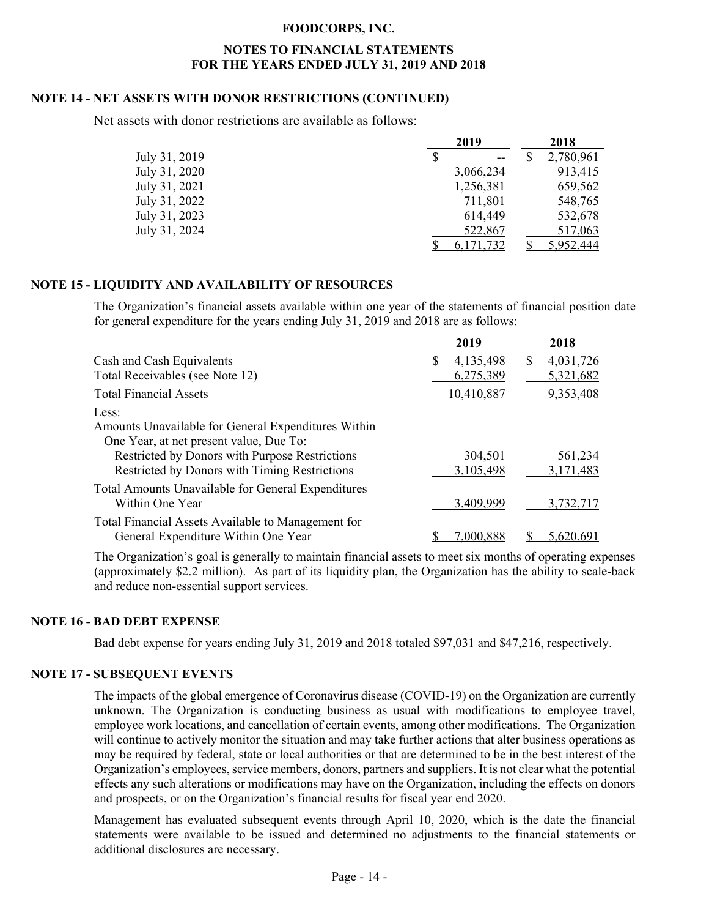### NOTE 14 - NET ASSETS WITH DONOR RESTRICTIONS (CONTINUED)

Net assets with donor restrictions are available as follows:

| | 2019 | 2018 |
|---|---|---|
| July 31, 2019 | $ -- | $ 2,780,961 |
| July 31, 2020 | 3,066,234 | 913,415 |
| July 31, 2021 | 1,256,381 | 659,562 |
| July 31, 2022 | 711,801 | 548,765 |
| July 31, 2023 | 614,449 | 532,678 |
| July 31, 2024 | 522,867 | 517,063 |
| | $ 6,171,732 | $ 5,952,444 |

### NOTE 15 - LIQUIDITY AND AVAILABILITY OF RESOURCES

The Organization's financial assets available within one year of the statements of financial position date for general expenditure for the years ending July 31, 2019 and 2018 are as follows:

| | 2019 | 2018 |
|---|---|---|
| Cash and Cash Equivalents | $ 4,135,498 | $ 4,031,726 |
| Total Receivables (see Note 12) | 6,275,389 | 5,321,682 |
| Total Financial Assets | 10,410,887 | 9,353,408 |
| Less: | | |
| Amounts Unavailable for General Expenditures Within One Year, at net present value, Due To: | | |
| Restricted by Donors with Purpose Restrictions | 304,501 | 561,234 |
| Restricted by Donors with Timing Restrictions | 3,105,498 | 3,171,483 |
| Total Amounts Unavailable for General Expenditures Within One Year | 3,409,999 | 3,732,717 |
| Total Financial Assets Available to Management for General Expenditure Within One Year | $ 7,000,888 | $ 5,620,691 |

The Organization's goal is generally to maintain financial assets to meet six months of operating expenses (approximately $2.2 million). As part of its liquidity plan, the Organization has the ability to scale-back and reduce non-essential support services.

### NOTE 16 - BAD DEBT EXPENSE

Bad debt expense for years ending July 31, 2019 and 2018 totaled $97,031 and $47,216, respectively.

### NOTE 17 - SUBSEQUENT EVENTS

The impacts of the global emergence of Coronavirus disease (COVID-19) on the Organization are currently unknown. The Organization is conducting business as usual with modifications to employee travel, employee work locations, and cancellation of certain events, among other modifications. The Organization will continue to actively monitor the situation and may take further actions that alter business operations as may be required by federal, state or local authorities or that are determined to be in the best interest of the Organization's employees, service members, donors, partners and suppliers. It is not clear what the potential effects any such alterations or modifications may have on the Organization, including the effects on donors and prospects, or on the Organization's financial results for fiscal year end 2020.

Management has evaluated subsequent events through April 10, 2020, which is the date the financial statements were available to be issued and determined no adjustments to the financial statements or additional disclosures are necessary.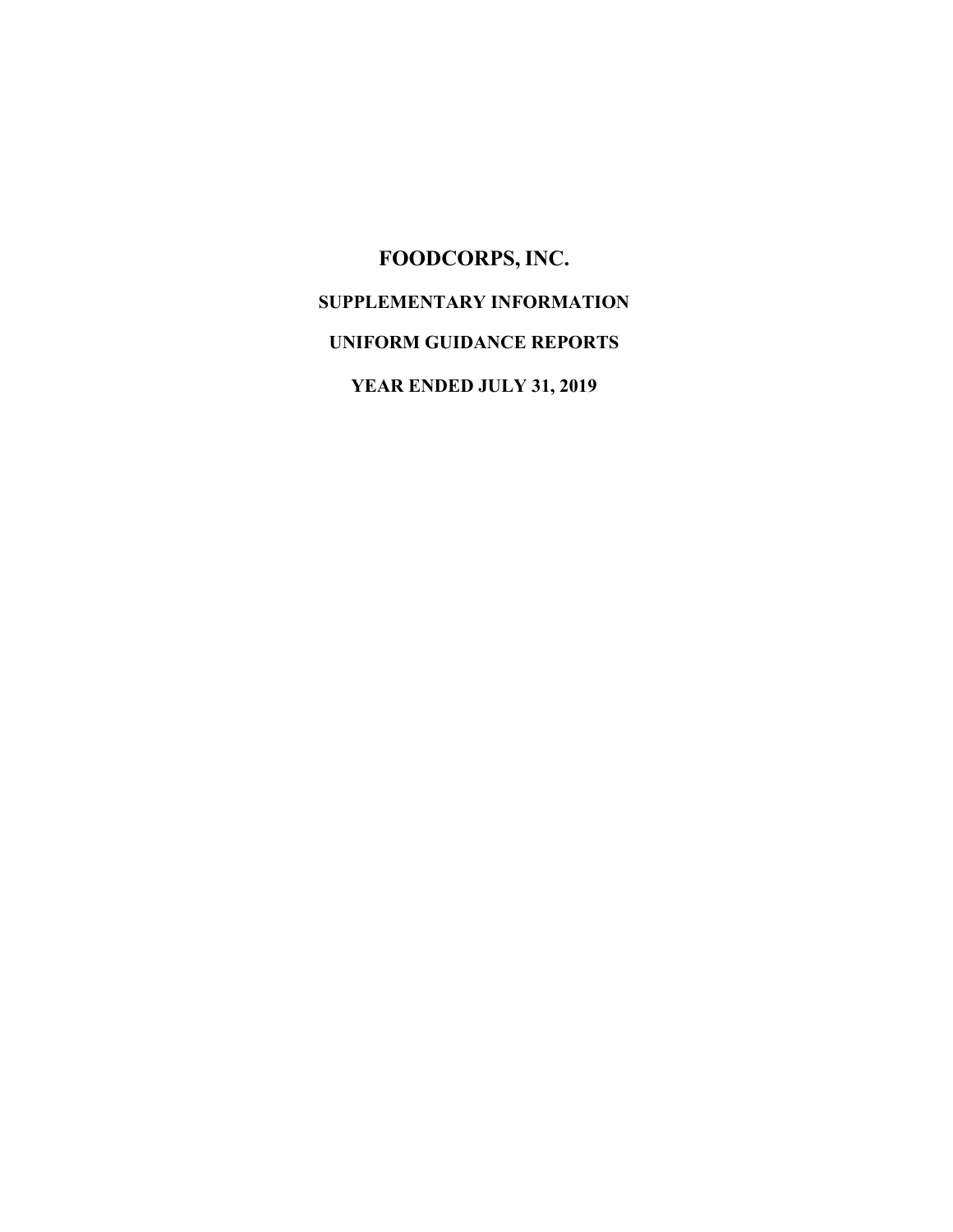# FOODCORPS, INC.

## SUPPLEMENTARY INFORMATION

## UNIFORM GUIDANCE REPORTS

## YEAR ENDED JULY 31, 2019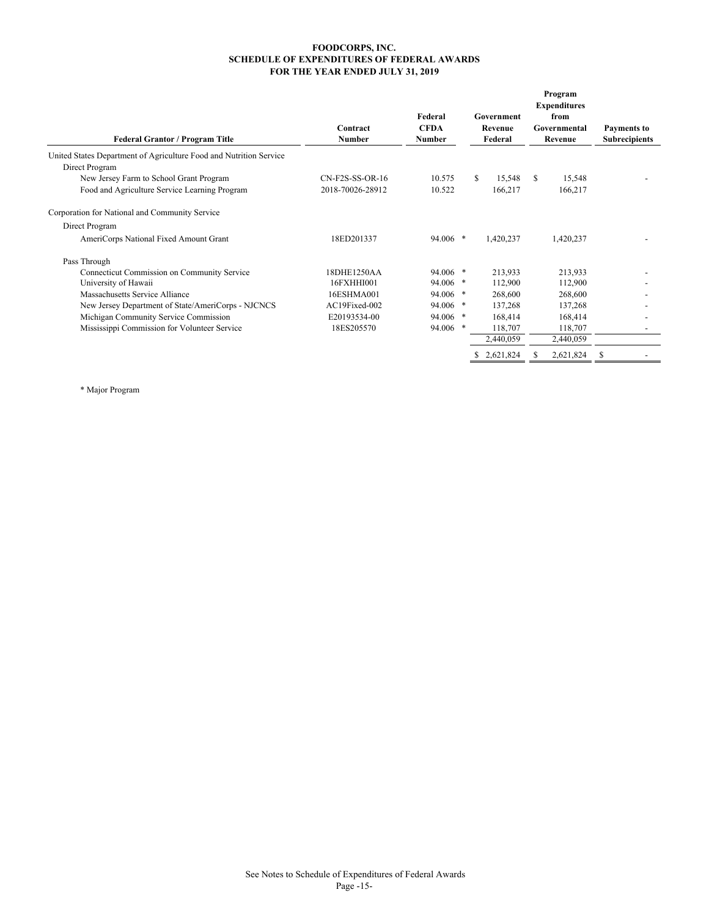# FOODCORPS, INC.
## SCHEDULE OF EXPENDITURES OF FEDERAL AWARDS
### FOR THE YEAR ENDED JULY 31, 2019

| Federal Grantor / Program Title | Contract Number | Federal CFDA Number | Government Revenue Federal | Program Expenditures from Governmental Revenue | Payments to Subrecipients |
|---|---|---|---|---|---|
| United States Department of Agriculture Food and Nutrition Service | | | | | |
| Direct Program | | | | | |
| New Jersey Farm to School Grant Program | CN-F2S-SS-OR-16 | 10.575 | $ 15,548 | $ 15,548 | - |
| Food and Agriculture Service Learning Program | 2018-70026-28912 | 10.522 | 166,217 | 166,217 | |
| Corporation for National and Community Service | | | | | |
| Direct Program | | | | | |
| AmeriCorps National Fixed Amount Grant | 18ED201337 | 94.006 * | 1,420,237 | 1,420,237 | - |
| Pass Through | | | | | |
| Connecticut Commission on Community Service | 18DHE1250AA | 94.006 * | 213,933 | 213,933 | - |
| University of Hawaii | 16FXHHI001 | 94.006 * | 112,900 | 112,900 | - |
| Massachusetts Service Alliance | 16ESHMA001 | 94.006 * | 268,600 | 268,600 | - |
| New Jersey Department of State/AmeriCorps - NJCNCS | AC19Fixed-002 | 94.006 * | 137,268 | 137,268 | - |
| Michigan Community Service Commission | E20193534-00 | 94.006 * | 168,414 | 168,414 | - |
| Mississippi Commission for Volunteer Service | 18ES205570 | 94.006 * | 118,707 | 118,707 | - |
| | | | 2,440,059 | 2,440,059 | |
| | | | $ 2,621,824 | $ 2,621,824 | $ - |

\* Major Program

See Notes to Schedule of Expenditures of Federal Awards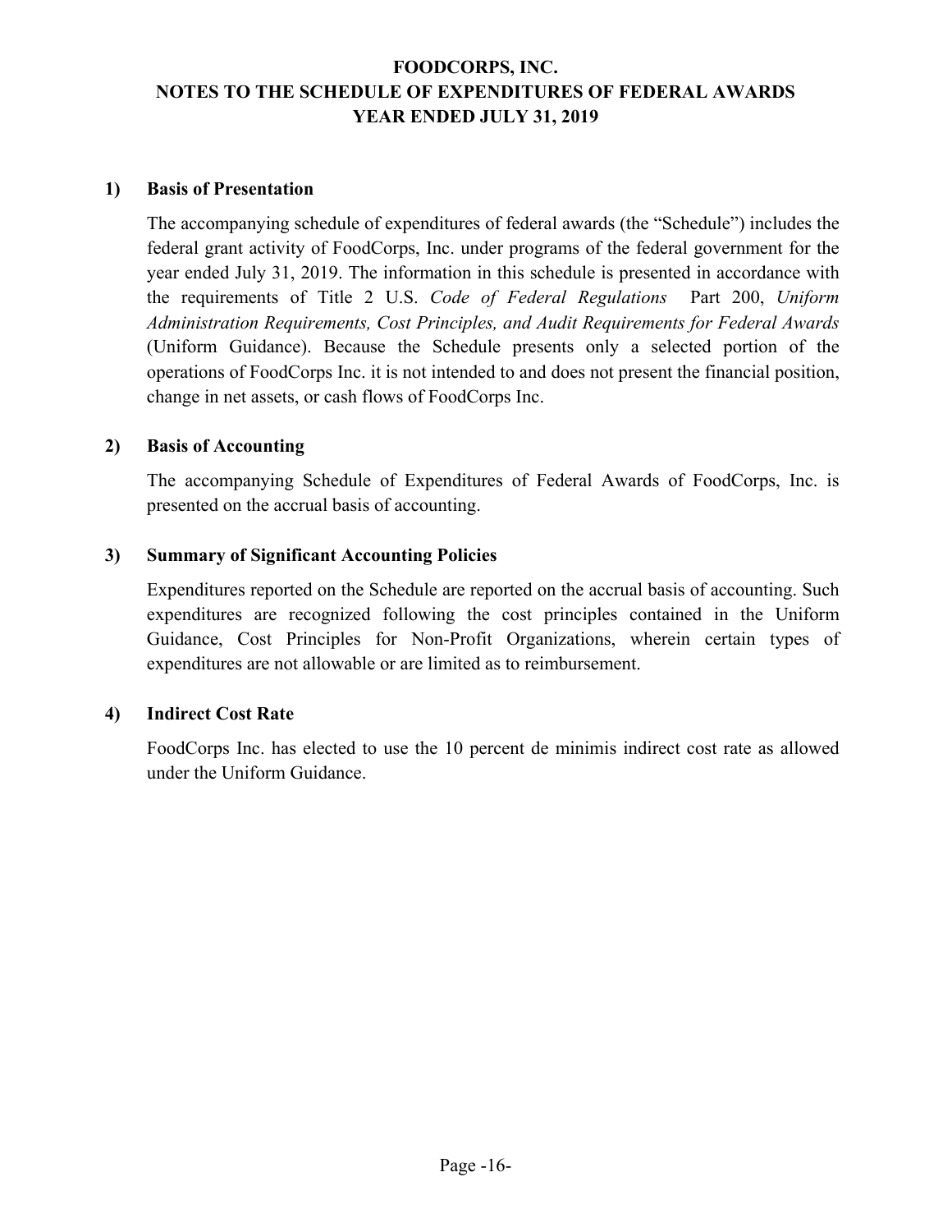# FOODCORPS, INC.
# NOTES TO THE SCHEDULE OF EXPENDITURES OF FEDERAL AWARDS
# YEAR ENDED JULY 31, 2019

## 1) Basis of Presentation

The accompanying schedule of expenditures of federal awards (the "Schedule") includes the federal grant activity of FoodCorps, Inc. under programs of the federal government for the year ended July 31, 2019. The information in this schedule is presented in accordance with the requirements of Title 2 U.S. *Code of Federal Regulations* Part 200, *Uniform Administration Requirements, Cost Principles, and Audit Requirements for Federal Awards* (Uniform Guidance). Because the Schedule presents only a selected portion of the operations of FoodCorps Inc. it is not intended to and does not present the financial position, change in net assets, or cash flows of FoodCorps Inc.

## 2) Basis of Accounting

The accompanying Schedule of Expenditures of Federal Awards of FoodCorps, Inc. is presented on the accrual basis of accounting.

## 3) Summary of Significant Accounting Policies

Expenditures reported on the Schedule are reported on the accrual basis of accounting. Such expenditures are recognized following the cost principles contained in the Uniform Guidance, Cost Principles for Non-Profit Organizations, wherein certain types of expenditures are not allowable or are limited as to reimbursement.

## 4) Indirect Cost Rate

FoodCorps Inc. has elected to use the 10 percent de minimis indirect cost rate as allowed under the Uniform Guidance.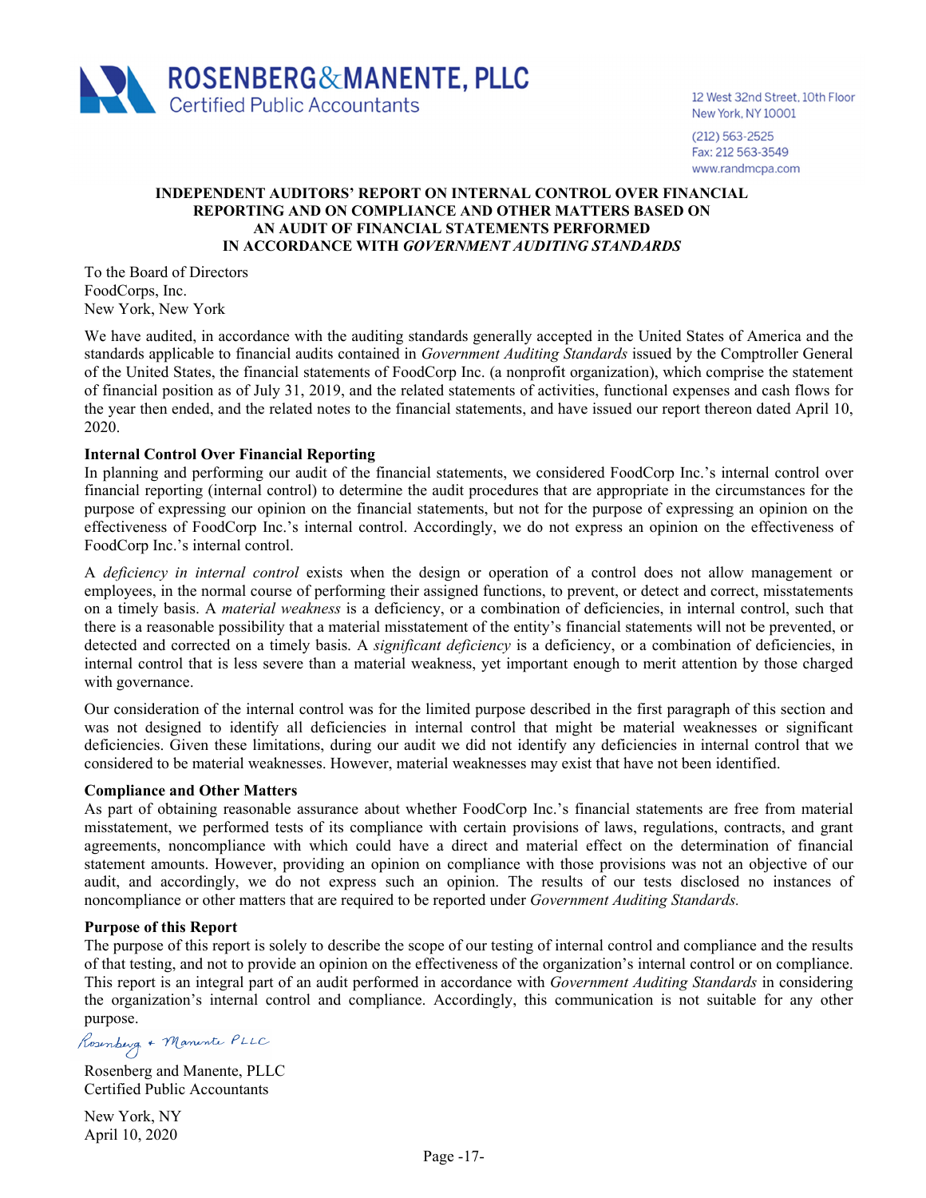**ROSENBERG&MANENTE, PLLC**
Certified Public Accountants

12 West 32nd Street, 10th Floor
New York, NY 10001
(212) 563-2525
Fax: 212 563-3549
www.randmcpa.com

**INDEPENDENT AUDITORS' REPORT ON INTERNAL CONTROL OVER FINANCIAL REPORTING AND ON COMPLIANCE AND OTHER MATTERS BASED ON AN AUDIT OF FINANCIAL STATEMENTS PERFORMED IN ACCORDANCE WITH *GOVERNMENT AUDITING STANDARDS***

To the Board of Directors
FoodCorps, Inc.
New York, New York

We have audited, in accordance with the auditing standards generally accepted in the United States of America and the standards applicable to financial audits contained in *Government Auditing Standards* issued by the Comptroller General of the United States, the financial statements of FoodCorp Inc. (a nonprofit organization), which comprise the statement of financial position as of July 31, 2019, and the related statements of activities, functional expenses and cash flows for the year then ended, and the related notes to the financial statements, and have issued our report thereon dated April 10, 2020.

**Internal Control Over Financial Reporting**

In planning and performing our audit of the financial statements, we considered FoodCorp Inc.'s internal control over financial reporting (internal control) to determine the audit procedures that are appropriate in the circumstances for the purpose of expressing our opinion on the financial statements, but not for the purpose of expressing an opinion on the effectiveness of FoodCorp Inc.'s internal control. Accordingly, we do not express an opinion on the effectiveness of FoodCorp Inc.'s internal control.

A *deficiency in internal control* exists when the design or operation of a control does not allow management or employees, in the normal course of performing their assigned functions, to prevent, or detect and correct, misstatements on a timely basis. A *material weakness* is a deficiency, or a combination of deficiencies, in internal control, such that there is a reasonable possibility that a material misstatement of the entity's financial statements will not be prevented, or detected and corrected on a timely basis. A *significant deficiency* is a deficiency, or a combination of deficiencies, in internal control that is less severe than a material weakness, yet important enough to merit attention by those charged with governance.

Our consideration of the internal control was for the limited purpose described in the first paragraph of this section and was not designed to identify all deficiencies in internal control that might be material weaknesses or significant deficiencies. Given these limitations, during our audit we did not identify any deficiencies in internal control that we considered to be material weaknesses. However, material weaknesses may exist that have not been identified.

**Compliance and Other Matters**

As part of obtaining reasonable assurance about whether FoodCorp Inc.'s financial statements are free from material misstatement, we performed tests of its compliance with certain provisions of laws, regulations, contracts, and grant agreements, noncompliance with which could have a direct and material effect on the determination of financial statement amounts. However, providing an opinion on compliance with those provisions was not an objective of our audit, and accordingly, we do not express such an opinion. The results of our tests disclosed no instances of noncompliance or other matters that are required to be reported under *Government Auditing Standards.*

**Purpose of this Report**

The purpose of this report is solely to describe the scope of our testing of internal control and compliance and the results of that testing, and not to provide an opinion on the effectiveness of the organization's internal control or on compliance. This report is an integral part of an audit performed in accordance with *Government Auditing Standards* in considering the organization's internal control and compliance. Accordingly, this communication is not suitable for any other purpose.

*Rosenberg + Manente PLLC*

Rosenberg and Manente, PLLC
Certified Public Accountants

New York, NY
April 10, 2020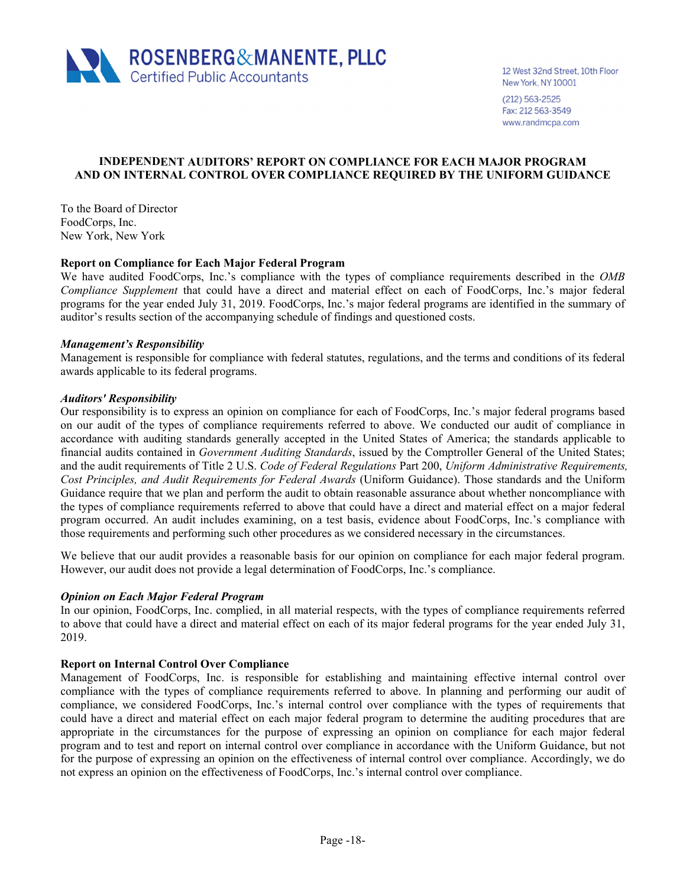**ROSENBERG&MANENTE, PLLC**
Certified Public Accountants

12 West 32nd Street, 10th Floor
New York, NY 10001
(212) 563-2525
Fax: 212 563-3549
www.randmcpa.com

# INDEPENDENT AUDITORS' REPORT ON COMPLIANCE FOR EACH MAJOR PROGRAM AND ON INTERNAL CONTROL OVER COMPLIANCE REQUIRED BY THE UNIFORM GUIDANCE

To the Board of Director
FoodCorps, Inc.
New York, New York

**Report on Compliance for Each Major Federal Program**

We have audited FoodCorps, Inc.'s compliance with the types of compliance requirements described in the *OMB Compliance Supplement* that could have a direct and material effect on each of FoodCorps, Inc.'s major federal programs for the year ended July 31, 2019. FoodCorps, Inc.'s major federal programs are identified in the summary of auditor's results section of the accompanying schedule of findings and questioned costs.

***Management's Responsibility***

Management is responsible for compliance with federal statutes, regulations, and the terms and conditions of its federal awards applicable to its federal programs.

***Auditors' Responsibility***

Our responsibility is to express an opinion on compliance for each of FoodCorps, Inc.'s major federal programs based on our audit of the types of compliance requirements referred to above. We conducted our audit of compliance in accordance with auditing standards generally accepted in the United States of America; the standards applicable to financial audits contained in *Government Auditing Standards*, issued by the Comptroller General of the United States; and the audit requirements of Title 2 U.S. *Code of Federal Regulations* Part 200, *Uniform Administrative Requirements, Cost Principles, and Audit Requirements for Federal Awards* (Uniform Guidance). Those standards and the Uniform Guidance require that we plan and perform the audit to obtain reasonable assurance about whether noncompliance with the types of compliance requirements referred to above that could have a direct and material effect on a major federal program occurred. An audit includes examining, on a test basis, evidence about FoodCorps, Inc.'s compliance with those requirements and performing such other procedures as we considered necessary in the circumstances.

We believe that our audit provides a reasonable basis for our opinion on compliance for each major federal program. However, our audit does not provide a legal determination of FoodCorps, Inc.'s compliance.

***Opinion on Each Major Federal Program***

In our opinion, FoodCorps, Inc. complied, in all material respects, with the types of compliance requirements referred to above that could have a direct and material effect on each of its major federal programs for the year ended July 31, 2019.

**Report on Internal Control Over Compliance**

Management of FoodCorps, Inc. is responsible for establishing and maintaining effective internal control over compliance with the types of compliance requirements referred to above. In planning and performing our audit of compliance, we considered FoodCorps, Inc.'s internal control over compliance with the types of requirements that could have a direct and material effect on each major federal program to determine the auditing procedures that are appropriate in the circumstances for the purpose of expressing an opinion on compliance for each major federal program and to test and report on internal control over compliance in accordance with the Uniform Guidance, but not for the purpose of expressing an opinion on the effectiveness of internal control over compliance. Accordingly, we do not express an opinion on the effectiveness of FoodCorps, Inc.'s internal control over compliance.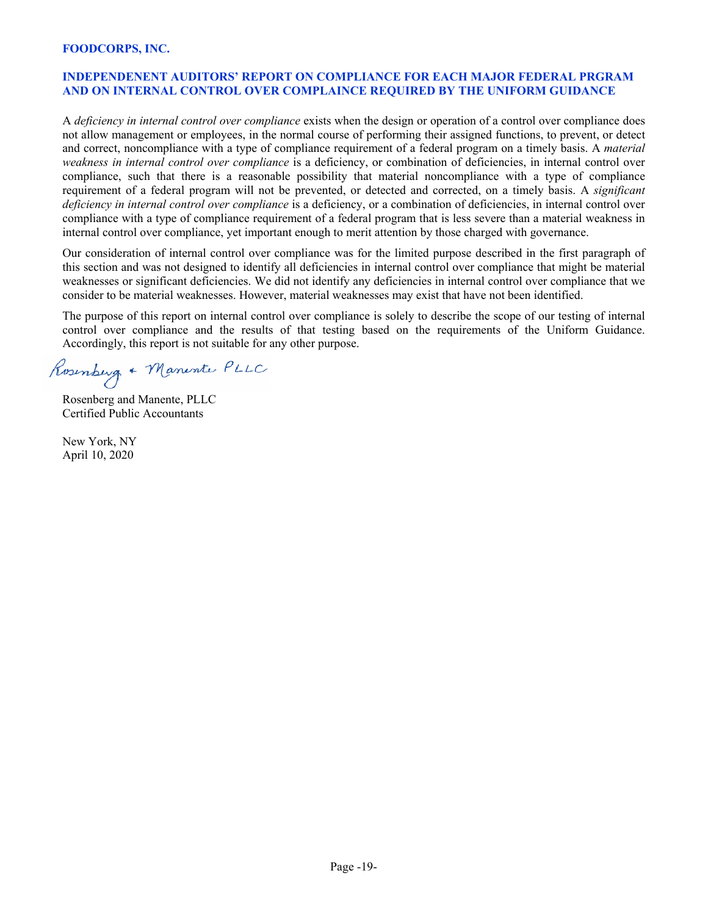**FOODCORPS, INC.**

**INDEPENDENENT AUDITORS' REPORT ON COMPLIANCE FOR EACH MAJOR FEDERAL PRGRAM AND ON INTERNAL CONTROL OVER COMPLAINCE REQUIRED BY THE UNIFORM GUIDANCE**

A *deficiency in internal control over compliance* exists when the design or operation of a control over compliance does not allow management or employees, in the normal course of performing their assigned functions, to prevent, or detect and correct, noncompliance with a type of compliance requirement of a federal program on a timely basis. A *material weakness in internal control over compliance* is a deficiency, or combination of deficiencies, in internal control over compliance, such that there is a reasonable possibility that material noncompliance with a type of compliance requirement of a federal program will not be prevented, or detected and corrected, on a timely basis. A *significant deficiency in internal control over compliance* is a deficiency, or a combination of deficiencies, in internal control over compliance with a type of compliance requirement of a federal program that is less severe than a material weakness in internal control over compliance, yet important enough to merit attention by those charged with governance.

Our consideration of internal control over compliance was for the limited purpose described in the first paragraph of this section and was not designed to identify all deficiencies in internal control over compliance that might be material weaknesses or significant deficiencies. We did not identify any deficiencies in internal control over compliance that we consider to be material weaknesses. However, material weaknesses may exist that have not been identified.

The purpose of this report on internal control over compliance is solely to describe the scope of our testing of internal control over compliance and the results of that testing based on the requirements of the Uniform Guidance. Accordingly, this report is not suitable for any other purpose.

Rosenberg + Manente PLLC

Rosenberg and Manente, PLLC
Certified Public Accountants

New York, NY
April 10, 2020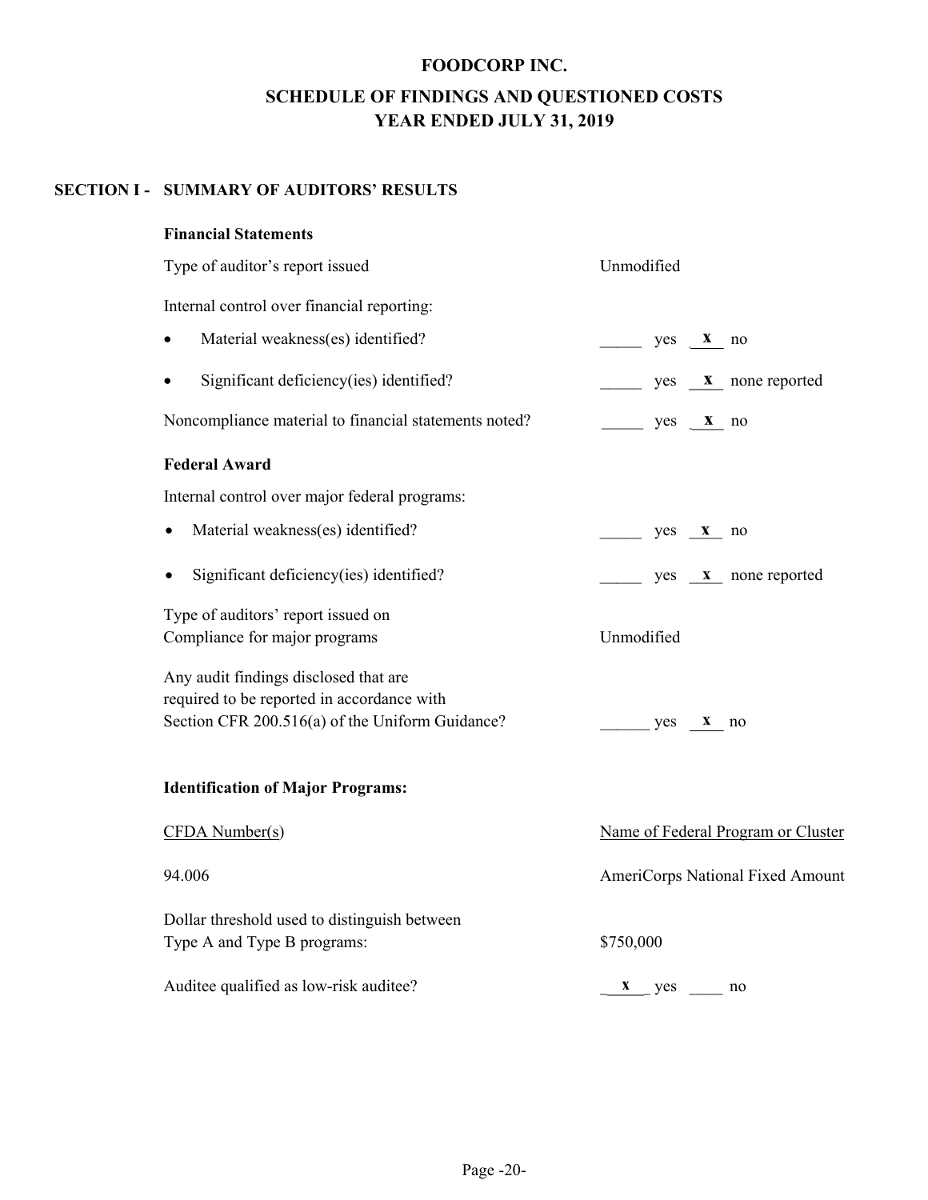# FOODCORP INC.

## SCHEDULE OF FINDINGS AND QUESTIONED COSTS
## YEAR ENDED JULY 31, 2019

### SECTION I - SUMMARY OF AUDITORS' RESULTS

**Financial Statements**

| | |
|---|---|
| Type of auditor's report issued | Unmodified |
| Internal control over financial reporting: | |
| • Material weakness(es) identified? | _____ yes __x__ no |
| • Significant deficiency(ies) identified? | _____ yes __x__ none reported |
| Noncompliance material to financial statements noted? | _____ yes __x__ no |

**Federal Award**

| | |
|---|---|
| Internal control over major federal programs: | |
| • Material weakness(es) identified? | _____ yes __x__ no |
| • Significant deficiency(ies) identified? | _____ yes __x__ none reported |
| Type of auditors' report issued on Compliance for major programs | Unmodified |
| Any audit findings disclosed that are required to be reported in accordance with Section CFR 200.516(a) of the Uniform Guidance? | ______ yes __x__ no |

**Identification of Major Programs:**

| CFDA Number(s) | Name of Federal Program or Cluster |
|---|---|
| 94.006 | AmeriCorps National Fixed Amount |

| | |
|---|---|
| Dollar threshold used to distinguish between Type A and Type B programs: | $750,000 |
| Auditee qualified as low-risk auditee? | __x__ yes ____ no |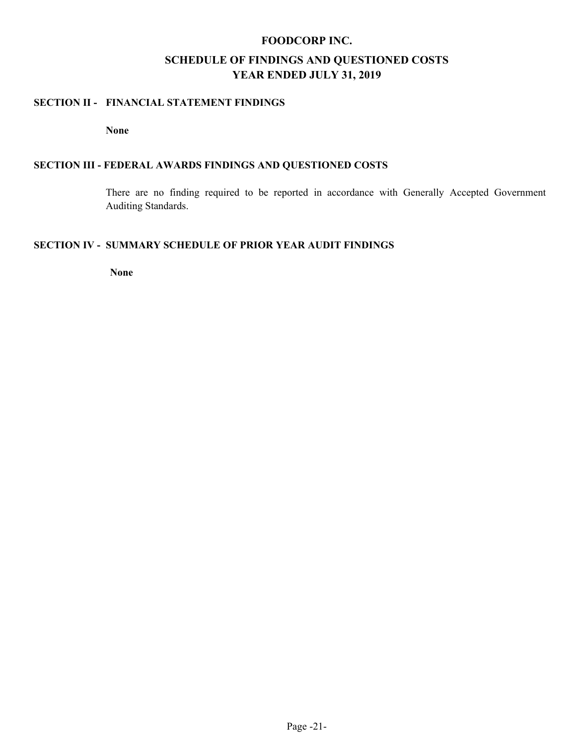# FOODCORP INC.

## SCHEDULE OF FINDINGS AND QUESTIONED COSTS

## YEAR ENDED JULY 31, 2019

### SECTION II - FINANCIAL STATEMENT FINDINGS

**None**

### SECTION III - FEDERAL AWARDS FINDINGS AND QUESTIONED COSTS

There are no finding required to be reported in accordance with Generally Accepted Government Auditing Standards.

### SECTION IV - SUMMARY SCHEDULE OF PRIOR YEAR AUDIT FINDINGS

**None**